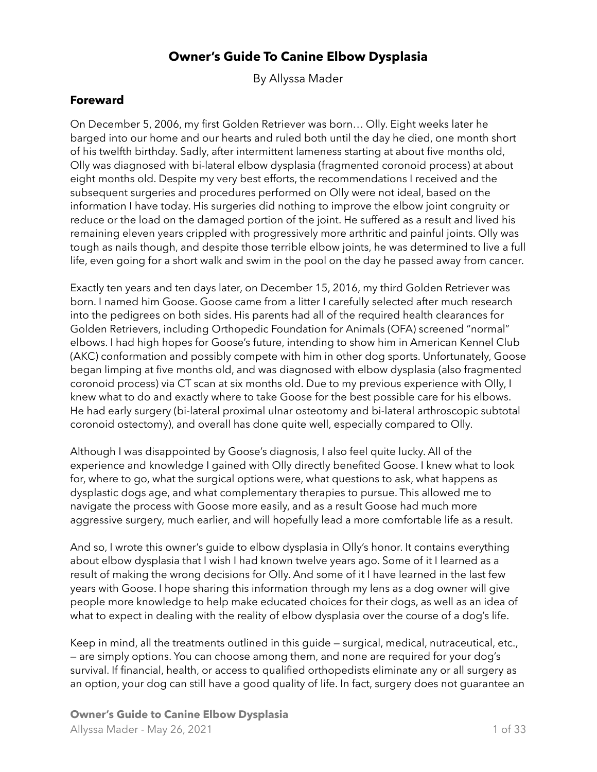# Owner's Guide To Canine Elbow Dysplasia

By Allyssa Mader

## Foreward

On December 5, 2006, my first Golden Retriever was born… Olly. Eight weeks later he barged into our home and our hearts and ruled both until the day he died, one month short of his twelfth birthday. Sadly, after intermittent lameness starting at about five months old, Olly was diagnosed with bi-lateral elbow dysplasia (fragmented coronoid process) at about eight months old. Despite my very best efforts, the recommendations I received and the subsequent surgeries and procedures performed on Olly were not ideal, based on the information I have today. His surgeries did nothing to improve the elbow joint congruity or reduce or the load on the damaged portion of the joint. He suffered as a result and lived his remaining eleven years crippled with progressively more arthritic and painful joints. Olly was tough as nails though, and despite those terrible elbow joints, he was determined to live a full life, even going for a short walk and swim in the pool on the day he passed away from cancer.

Exactly ten years and ten days later, on December 15, 2016, my third Golden Retriever was born. I named him Goose. Goose came from a litter I carefully selected after much research into the pedigrees on both sides. His parents had all of the required health clearances for Golden Retrievers, including Orthopedic Foundation for Animals (OFA) screened "normal" elbows. I had high hopes for Goose's future, intending to show him in American Kennel Club (AKC) conformation and possibly compete with him in other dog sports. Unfortunately, Goose began limping at five months old, and was diagnosed with elbow dysplasia (also fragmented coronoid process) via CT scan at six months old. Due to my previous experience with Olly, I knew what to do and exactly where to take Goose for the best possible care for his elbows. He had early surgery (bi-lateral proximal ulnar osteotomy and bi-lateral arthroscopic subtotal coronoid ostectomy), and overall has done quite well, especially compared to Olly.

Although I was disappointed by Goose's diagnosis, I also feel quite lucky. All of the experience and knowledge I gained with Olly directly benefited Goose. I knew what to look for, where to go, what the surgical options were, what questions to ask, what happens as dysplastic dogs age, and what complementary therapies to pursue. This allowed me to navigate the process with Goose more easily, and as a result Goose had much more aggressive surgery, much earlier, and will hopefully lead a more comfortable life as a result.

And so, I wrote this owner's guide to elbow dysplasia in Olly's honor. It contains everything about elbow dysplasia that I wish I had known twelve years ago. Some of it I learned as a result of making the wrong decisions for Olly. And some of it I have learned in the last few years with Goose. I hope sharing this information through my lens as a dog owner will give people more knowledge to help make educated choices for their dogs, as well as an idea of what to expect in dealing with the reality of elbow dysplasia over the course of a dog's life.

Keep in mind, all the treatments outlined in this guide — surgical, medical, nutraceutical, etc., — are simply options. You can choose among them, and none are required for your dog's survival. If financial, health, or access to qualified orthopedists eliminate any or all surgery as an option, your dog can still have a good quality of life. In fact, surgery does not guarantee an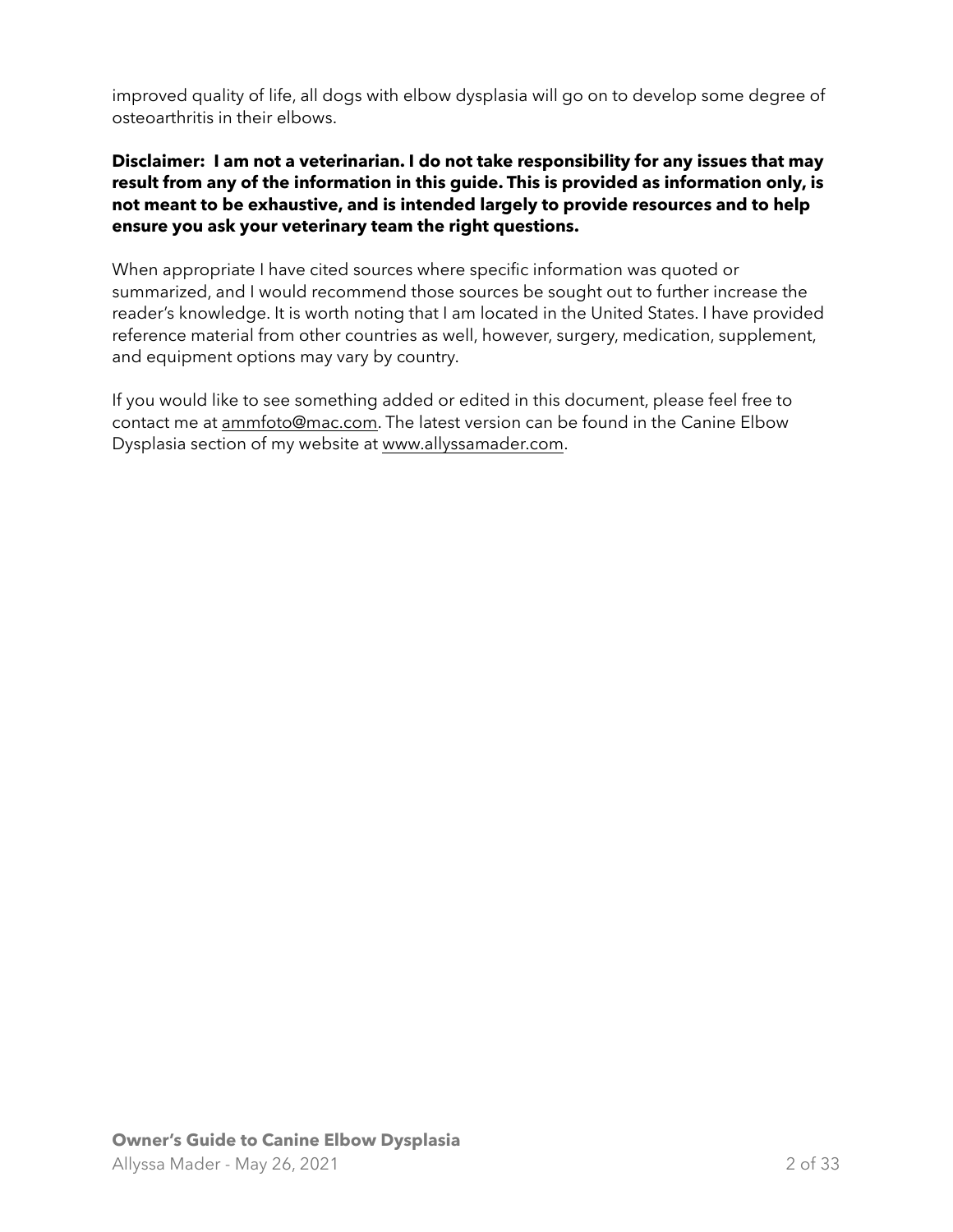improved quality of life, all dogs with elbow dysplasia will go on to develop some degree of osteoarthritis in their elbows.

**Disclaimer: I am not a veterinarian. I do not take responsibility for any issues that may result from any of the information in this guide. This is provided as information only, is not meant to be exhaustive, and is intended largely to provide resources and to help ensure you ask your veterinary team the right questions.**

When appropriate I have cited sources where specific information was quoted or summarized, and I would recommend those sources be sought out to further increase the reader's knowledge. It is worth noting that I am located in the United States. I have provided reference material from other countries as well, however, surgery, medication, supplement, and equipment options may vary by country.

If you would like to see something added or edited in this document, please feel free to contact me at ammfoto@mac.com. The latest version can be found in the Canine Elbow Dysplasia section of my website at www.allyssamader.com.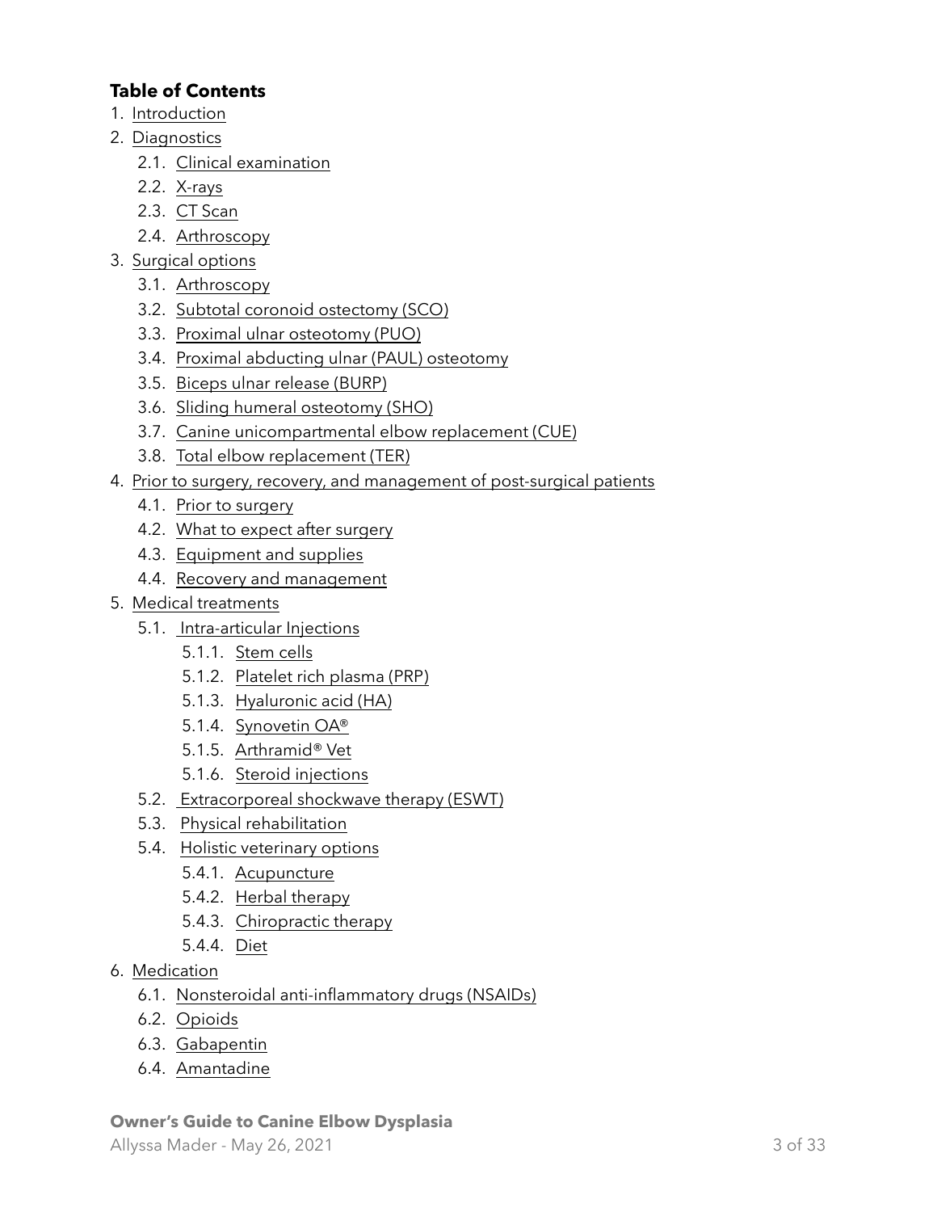**Table of Contents**

1. Introduction
2. Diagnostics
    - 2.1. Clinical examination
    - 2.2. X-rays
    - 2.3. CT Scan
    - 2.4. Arthroscopy
3. Surgical options
    - 3.1. Arthroscopy
    - 3.2. Subtotal coronoid ostectomy (SCO)
    - 3.3. Proximal ulnar osteotomy (PUO)
    - 3.4. Proximal abducting ulnar (PAUL) osteotomy
    - 3.5. Biceps ulnar release (BURP)
    - 3.6. Sliding humeral osteotomy (SHO)
    - 3.7. Canine unicompartmental elbow replacement (CUE)
    - 3.8. Total elbow replacement (TER)
4. Prior to surgery, recovery, and management of post-surgical patients
    - 4.1. Prior to surgery
    - 4.2. What to expect after surgery
    - 4.3. Equipment and supplies
    - 4.4. Recovery and management
5. Medical treatments
    - 5.1. Intra-articular Injections
        - 5.1.1. Stem cells
        - 5.1.2. Platelet rich plasma (PRP)
        - 5.1.3. Hyaluronic acid (HA)
        - 5.1.4. Synovetin OA®
        - 5.1.5. Arthramid® Vet
        - 5.1.6. Steroid injections
    - 5.2. Extracorporeal shockwave therapy (ESWT)
    - 5.3. Physical rehabilitation
    - 5.4. Holistic veterinary options
        - 5.4.1. Acupuncture
        - 5.4.2. Herbal therapy
        - 5.4.3. Chiropractic therapy
        - 5.4.4. Diet
6. Medication
    - 6.1. Nonsteroidal anti-inflammatory drugs (NSAIDs)
    - 6.2. Opioids
    - 6.3. Gabapentin
    - 6.4. Amantadine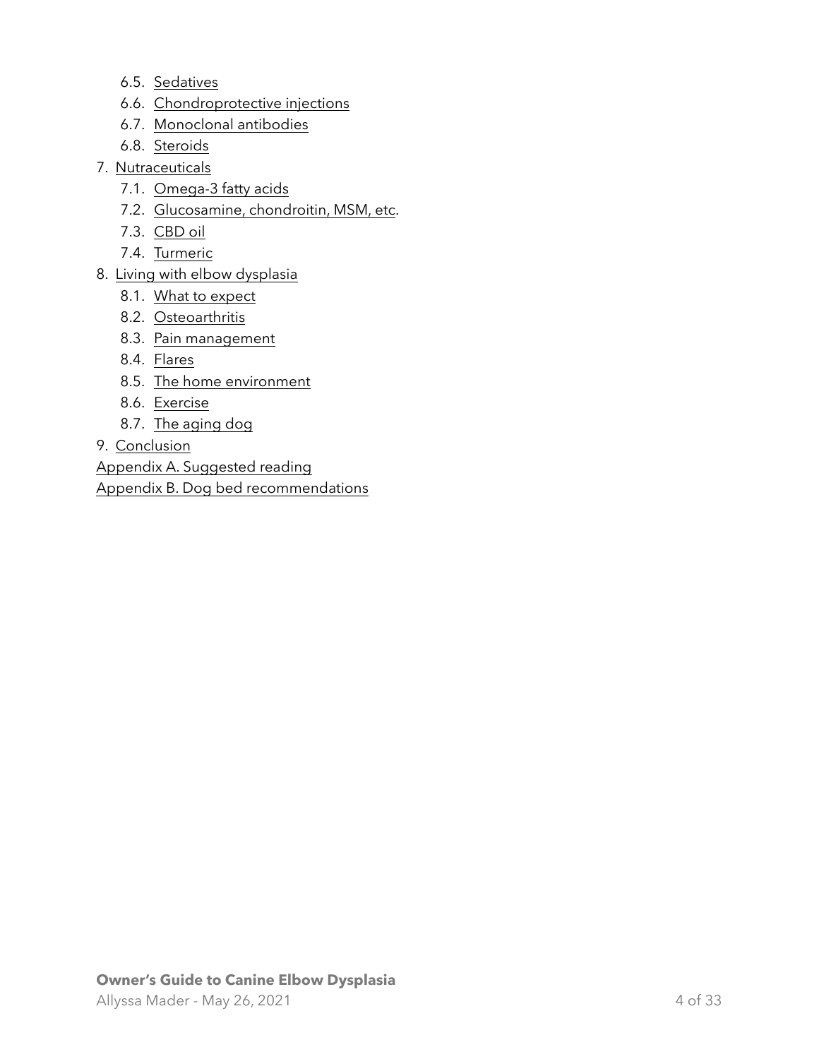- 6.5. Sedatives
   - 6.6. Chondroprotective injections
   - 6.7. Monoclonal antibodies
   - 6.8. Steroids
7. Nutraceuticals
   - 7.1. Omega-3 fatty acids
   - 7.2. Glucosamine, chondroitin, MSM, etc.
   - 7.3. CBD oil
   - 7.4. Turmeric
8. Living with elbow dysplasia
   - 8.1. What to expect
   - 8.2. Osteoarthritis
   - 8.3. Pain management
   - 8.4. Flares
   - 8.5. The home environment
   - 8.6. Exercise
   - 8.7. The aging dog
9. Conclusion

Appendix A. Suggested reading

Appendix B. Dog bed recommendations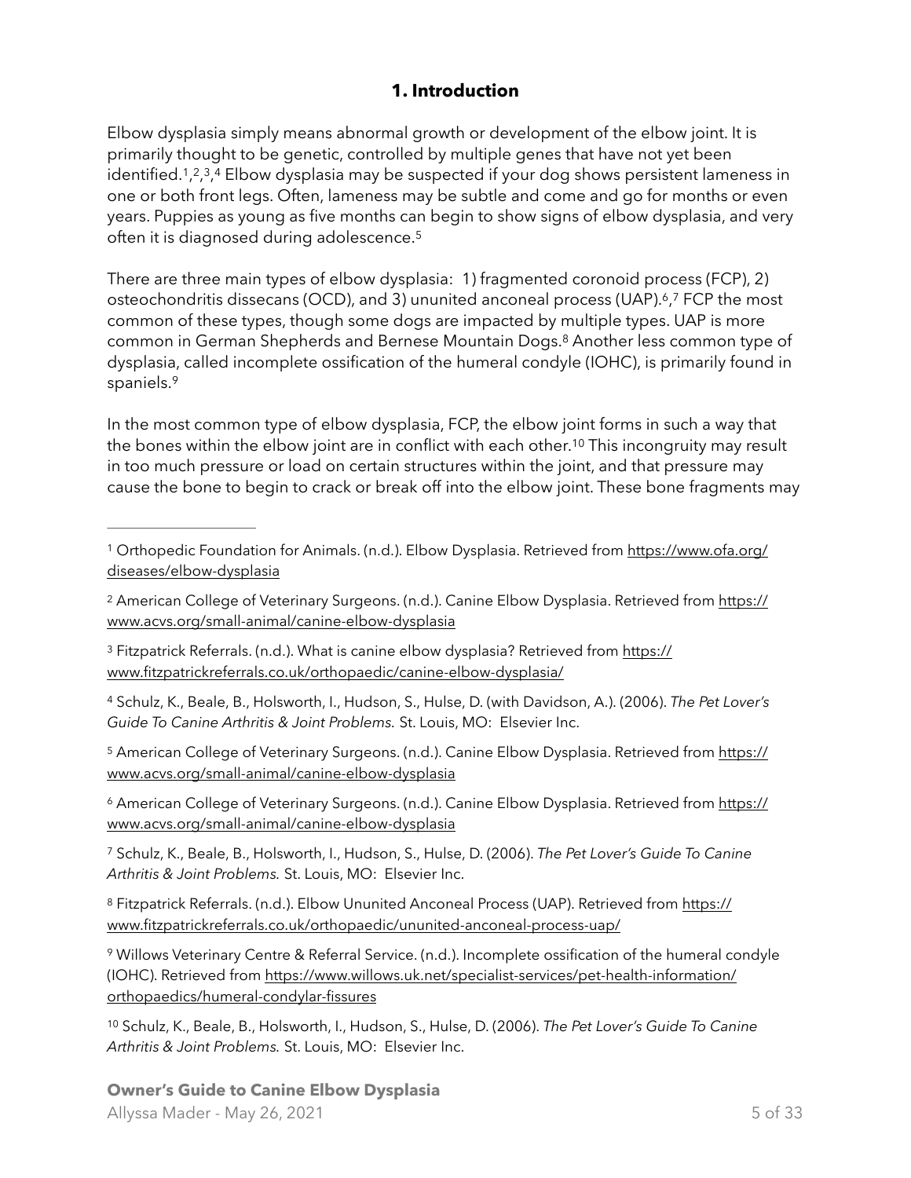## 1. Introduction

Elbow dysplasia simply means abnormal growth or development of the elbow joint. It is primarily thought to be genetic, controlled by multiple genes that have not yet been identified.[1],[2],[3],[4] Elbow dysplasia may be suspected if your dog shows persistent lameness in one or both front legs. Often, lameness may be subtle and come and go for months or even years. Puppies as young as five months can begin to show signs of elbow dysplasia, and very often it is diagnosed during adolescence.[5]

There are three main types of elbow dysplasia: 1) fragmented coronoid process (FCP), 2) osteochondritis dissecans (OCD), and 3) ununited anconeal process (UAP).[6],[7] FCP the most common of these types, though some dogs are impacted by multiple types. UAP is more common in German Shepherds and Bernese Mountain Dogs.[8] Another less common type of dysplasia, called incomplete ossification of the humeral condyle (IOHC), is primarily found in spaniels.[9]

In the most common type of elbow dysplasia, FCP, the elbow joint forms in such a way that the bones within the elbow joint are in conflict with each other.[10] This incongruity may result in too much pressure or load on certain structures within the joint, and that pressure may cause the bone to begin to crack or break off into the elbow joint. These bone fragments may

---

[1] Orthopedic Foundation for Animals. (n.d.). Elbow Dysplasia. Retrieved from https://www.ofa.org/diseases/elbow-dysplasia

[2] American College of Veterinary Surgeons. (n.d.). Canine Elbow Dysplasia. Retrieved from https://www.acvs.org/small-animal/canine-elbow-dysplasia

[3] Fitzpatrick Referrals. (n.d.). What is canine elbow dysplasia? Retrieved from https://www.fitzpatrickreferrals.co.uk/orthopaedic/canine-elbow-dysplasia/

[4] Schulz, K., Beale, B., Holsworth, I., Hudson, S., Hulse, D. (with Davidson, A.). (2006). *The Pet Lover's Guide To Canine Arthritis & Joint Problems.* St. Louis, MO: Elsevier Inc.

[5] American College of Veterinary Surgeons. (n.d.). Canine Elbow Dysplasia. Retrieved from https://www.acvs.org/small-animal/canine-elbow-dysplasia

[6] American College of Veterinary Surgeons. (n.d.). Canine Elbow Dysplasia. Retrieved from https://www.acvs.org/small-animal/canine-elbow-dysplasia

[7] Schulz, K., Beale, B., Holsworth, I., Hudson, S., Hulse, D. (2006). *The Pet Lover's Guide To Canine Arthritis & Joint Problems.* St. Louis, MO: Elsevier Inc.

[8] Fitzpatrick Referrals. (n.d.). Elbow Ununited Anconeal Process (UAP). Retrieved from https://www.fitzpatrickreferrals.co.uk/orthopaedic/ununited-anconeal-process-uap/

[9] Willows Veterinary Centre & Referral Service. (n.d.). Incomplete ossification of the humeral condyle (IOHC). Retrieved from https://www.willows.uk.net/specialist-services/pet-health-information/orthopaedics/humeral-condylar-fissures

[10] Schulz, K., Beale, B., Holsworth, I., Hudson, S., Hulse, D. (2006). *The Pet Lover's Guide To Canine Arthritis & Joint Problems.* St. Louis, MO: Elsevier Inc.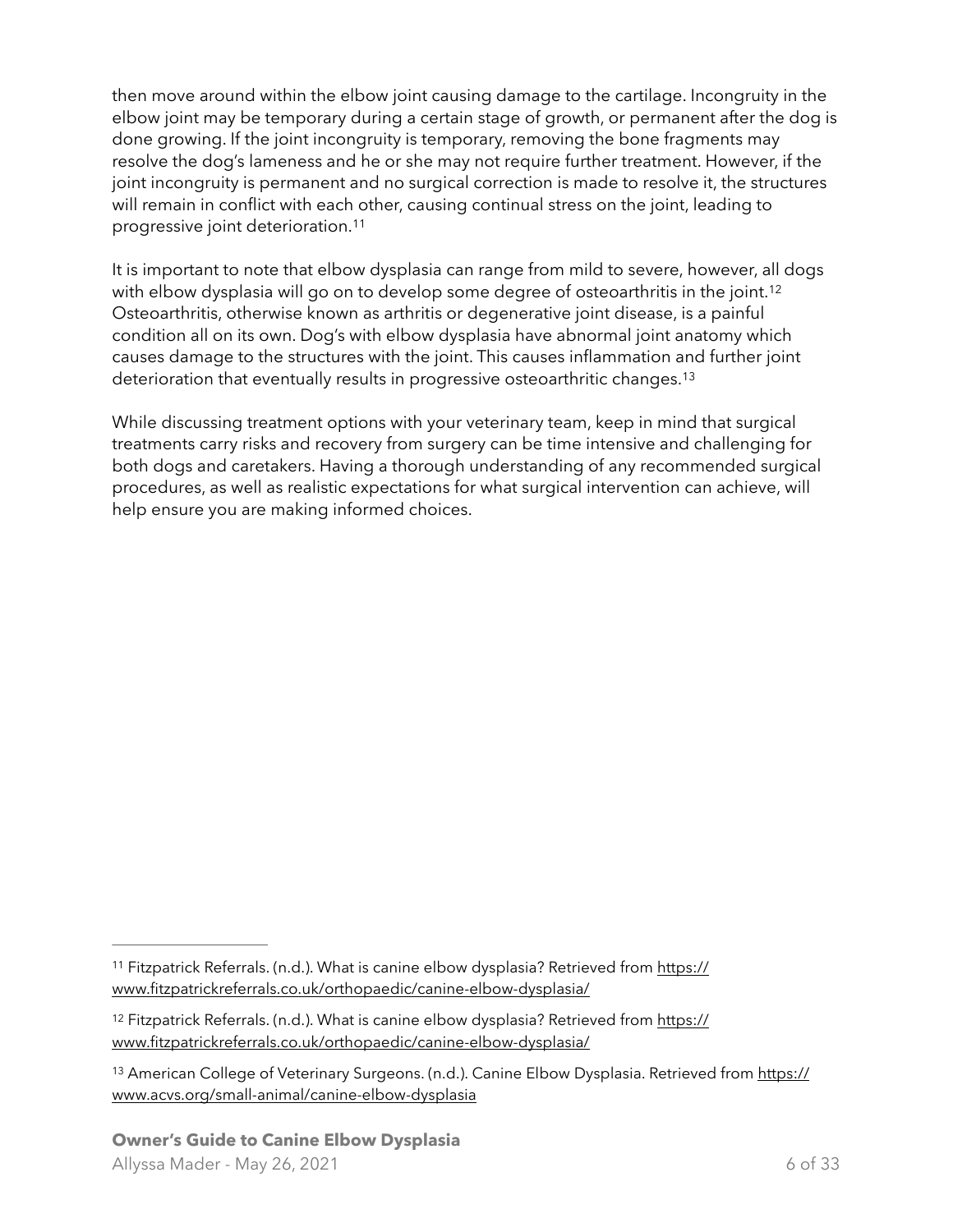then move around within the elbow joint causing damage to the cartilage. Incongruity in the elbow joint may be temporary during a certain stage of growth, or permanent after the dog is done growing. If the joint incongruity is temporary, removing the bone fragments may resolve the dog's lameness and he or she may not require further treatment. However, if the joint incongruity is permanent and no surgical correction is made to resolve it, the structures will remain in conflict with each other, causing continual stress on the joint, leading to progressive joint deterioration.[11]

It is important to note that elbow dysplasia can range from mild to severe, however, all dogs with elbow dysplasia will go on to develop some degree of osteoarthritis in the joint.[12] Osteoarthritis, otherwise known as arthritis or degenerative joint disease, is a painful condition all on its own. Dog's with elbow dysplasia have abnormal joint anatomy which causes damage to the structures with the joint. This causes inflammation and further joint deterioration that eventually results in progressive osteoarthritic changes.[13]

While discussing treatment options with your veterinary team, keep in mind that surgical treatments carry risks and recovery from surgery can be time intensive and challenging for both dogs and caretakers. Having a thorough understanding of any recommended surgical procedures, as well as realistic expectations for what surgical intervention can achieve, will help ensure you are making informed choices.

---

[11] Fitzpatrick Referrals. (n.d.). What is canine elbow dysplasia? Retrieved from https://www.fitzpatrickreferrals.co.uk/orthopaedic/canine-elbow-dysplasia/

[12] Fitzpatrick Referrals. (n.d.). What is canine elbow dysplasia? Retrieved from https://www.fitzpatrickreferrals.co.uk/orthopaedic/canine-elbow-dysplasia/

[13] American College of Veterinary Surgeons. (n.d.). Canine Elbow Dysplasia. Retrieved from https://www.acvs.org/small-animal/canine-elbow-dysplasia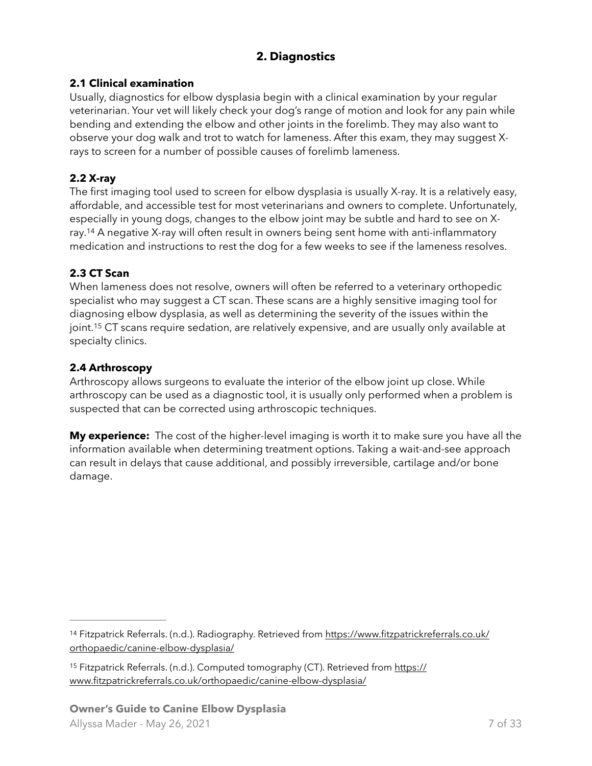## 2. Diagnostics

### 2.1 Clinical examination

Usually, diagnostics for elbow dysplasia begin with a clinical examination by your regular veterinarian. Your vet will likely check your dog's range of motion and look for any pain while bending and extending the elbow and other joints in the forelimb. They may also want to observe your dog walk and trot to watch for lameness. After this exam, they may suggest X-rays to screen for a number of possible causes of forelimb lameness.

### 2.2 X-ray

The first imaging tool used to screen for elbow dysplasia is usually X-ray. It is a relatively easy, affordable, and accessible test for most veterinarians and owners to complete. Unfortunately, especially in young dogs, changes to the elbow joint may be subtle and hard to see on X-ray.[14] A negative X-ray will often result in owners being sent home with anti-inflammatory medication and instructions to rest the dog for a few weeks to see if the lameness resolves.

### 2.3 CT Scan

When lameness does not resolve, owners will often be referred to a veterinary orthopedic specialist who may suggest a CT scan. These scans are a highly sensitive imaging tool for diagnosing elbow dysplasia, as well as determining the severity of the issues within the joint.[15] CT scans require sedation, are relatively expensive, and are usually only available at specialty clinics.

### 2.4 Arthroscopy

Arthroscopy allows surgeons to evaluate the interior of the elbow joint up close. While arthroscopy can be used as a diagnostic tool, it is usually only performed when a problem is suspected that can be corrected using arthroscopic techniques.

**My experience:** The cost of the higher-level imaging is worth it to make sure you have all the information available when determining treatment options. Taking a wait-and-see approach can result in delays that cause additional, and possibly irreversible, cartilage and/or bone damage.

---

[14] Fitzpatrick Referrals. (n.d.). Radiography. Retrieved from https://www.fitzpatrickreferrals.co.uk/orthopaedic/canine-elbow-dysplasia/

[15] Fitzpatrick Referrals. (n.d.). Computed tomography (CT). Retrieved from https://www.fitzpatrickreferrals.co.uk/orthopaedic/canine-elbow-dysplasia/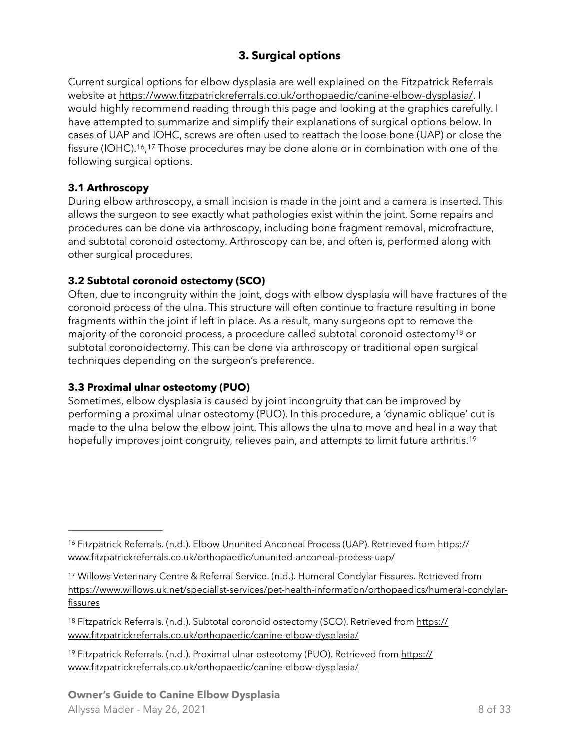## 3. Surgical options

Current surgical options for elbow dysplasia are well explained on the Fitzpatrick Referrals website at https://www.fitzpatrickreferrals.co.uk/orthopaedic/canine-elbow-dysplasia/. I would highly recommend reading through this page and looking at the graphics carefully. I have attempted to summarize and simplify their explanations of surgical options below. In cases of UAP and IOHC, screws are often used to reattach the loose bone (UAP) or close the fissure (IOHC).[16],[17] Those procedures may be done alone or in combination with one of the following surgical options.

### 3.1 Arthroscopy

During elbow arthroscopy, a small incision is made in the joint and a camera is inserted. This allows the surgeon to see exactly what pathologies exist within the joint. Some repairs and procedures can be done via arthroscopy, including bone fragment removal, microfracture, and subtotal coronoid ostectomy. Arthroscopy can be, and often is, performed along with other surgical procedures.

### 3.2 Subtotal coronoid ostectomy (SCO)

Often, due to incongruity within the joint, dogs with elbow dysplasia will have fractures of the coronoid process of the ulna. This structure will often continue to fracture resulting in bone fragments within the joint if left in place. As a result, many surgeons opt to remove the majority of the coronoid process, a procedure called subtotal coronoid ostectomy[18] or subtotal coronoidectomy. This can be done via arthroscopy or traditional open surgical techniques depending on the surgeon's preference.

### 3.3 Proximal ulnar osteotomy (PUO)

Sometimes, elbow dysplasia is caused by joint incongruity that can be improved by performing a proximal ulnar osteotomy (PUO). In this procedure, a 'dynamic oblique' cut is made to the ulna below the elbow joint. This allows the ulna to move and heal in a way that hopefully improves joint congruity, relieves pain, and attempts to limit future arthritis.[19]

---

[16] Fitzpatrick Referrals. (n.d.). Elbow Ununited Anconeal Process (UAP). Retrieved from https://www.fitzpatrickreferrals.co.uk/orthopaedic/ununited-anconeal-process-uap/

[17] Willows Veterinary Centre & Referral Service. (n.d.). Humeral Condylar Fissures. Retrieved from https://www.willows.uk.net/specialist-services/pet-health-information/orthopaedics/humeral-condylar-fissures

[18] Fitzpatrick Referrals. (n.d.). Subtotal coronoid ostectomy (SCO). Retrieved from https://www.fitzpatrickreferrals.co.uk/orthopaedic/canine-elbow-dysplasia/

[19] Fitzpatrick Referrals. (n.d.). Proximal ulnar osteotomy (PUO). Retrieved from https://www.fitzpatrickreferrals.co.uk/orthopaedic/canine-elbow-dysplasia/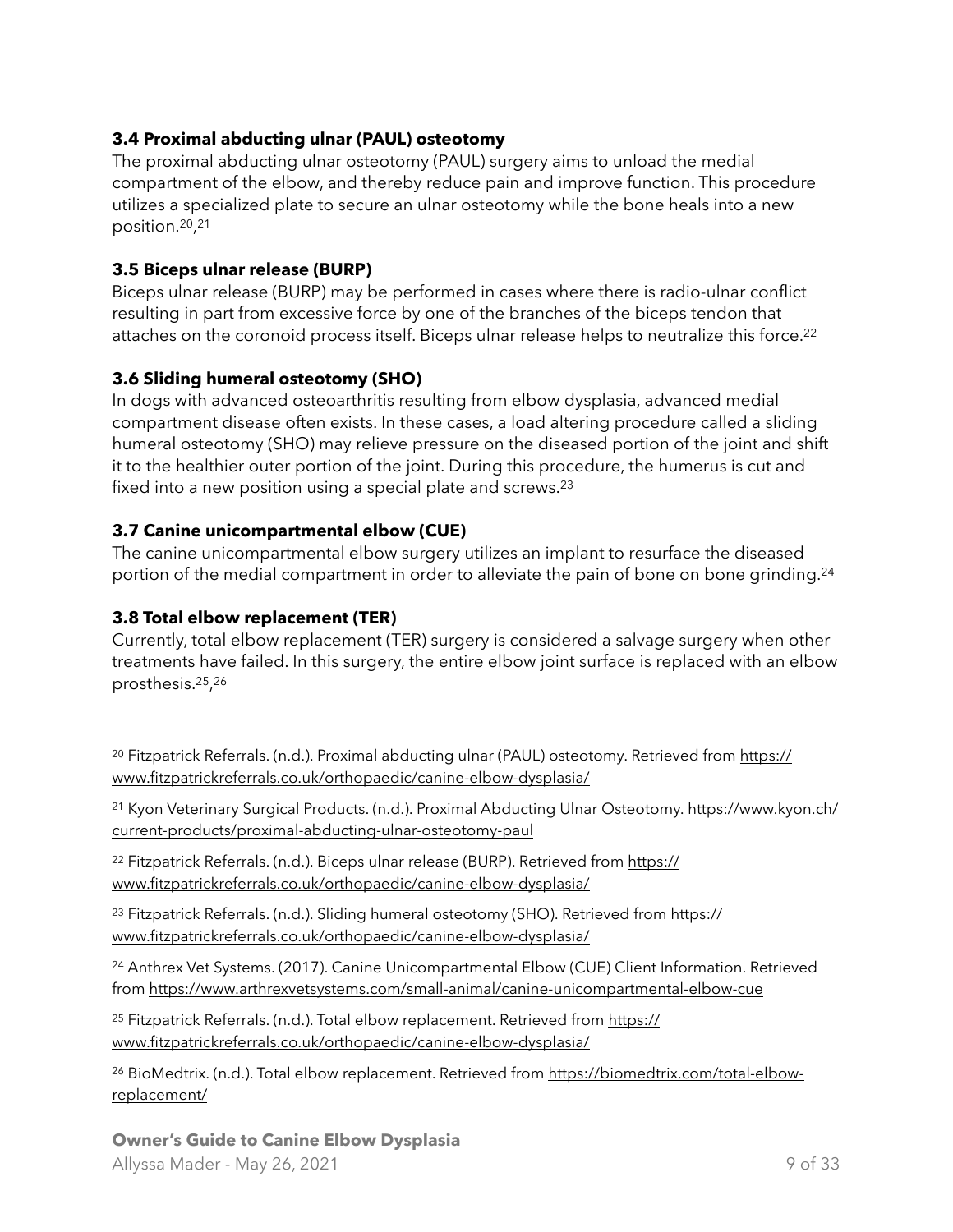### 3.4 Proximal abducting ulnar (PAUL) osteotomy

The proximal abducting ulnar osteotomy (PAUL) surgery aims to unload the medial compartment of the elbow, and thereby reduce pain and improve function. This procedure utilizes a specialized plate to secure an ulnar osteotomy while the bone heals into a new position.[20,21]

### 3.5 Biceps ulnar release (BURP)

Biceps ulnar release (BURP) may be performed in cases where there is radio-ulnar conflict resulting in part from excessive force by one of the branches of the biceps tendon that attaches on the coronoid process itself. Biceps ulnar release helps to neutralize this force.[22]

### 3.6 Sliding humeral osteotomy (SHO)

In dogs with advanced osteoarthritis resulting from elbow dysplasia, advanced medial compartment disease often exists. In these cases, a load altering procedure called a sliding humeral osteotomy (SHO) may relieve pressure on the diseased portion of the joint and shift it to the healthier outer portion of the joint. During this procedure, the humerus is cut and fixed into a new position using a special plate and screws.[23]

### 3.7 Canine unicompartmental elbow (CUE)

The canine unicompartmental elbow surgery utilizes an implant to resurface the diseased portion of the medial compartment in order to alleviate the pain of bone on bone grinding.[24]

### 3.8 Total elbow replacement (TER)

Currently, total elbow replacement (TER) surgery is considered a salvage surgery when other treatments have failed. In this surgery, the entire elbow joint surface is replaced with an elbow prosthesis.[25,26]

---

[20] Fitzpatrick Referrals. (n.d.). Proximal abducting ulnar (PAUL) osteotomy. Retrieved from https://www.fitzpatrickreferrals.co.uk/orthopaedic/canine-elbow-dysplasia/

[21] Kyon Veterinary Surgical Products. (n.d.). Proximal Abducting Ulnar Osteotomy. https://www.kyon.ch/current-products/proximal-abducting-ulnar-osteotomy-paul

[22] Fitzpatrick Referrals. (n.d.). Biceps ulnar release (BURP). Retrieved from https://www.fitzpatrickreferrals.co.uk/orthopaedic/canine-elbow-dysplasia/

[23] Fitzpatrick Referrals. (n.d.). Sliding humeral osteotomy (SHO). Retrieved from https://www.fitzpatrickreferrals.co.uk/orthopaedic/canine-elbow-dysplasia/

[24] Anthrex Vet Systems. (2017). Canine Unicompartmental Elbow (CUE) Client Information. Retrieved from https://www.arthrexvetsystems.com/small-animal/canine-unicompartmental-elbow-cue

[25] Fitzpatrick Referrals. (n.d.). Total elbow replacement. Retrieved from https://www.fitzpatrickreferrals.co.uk/orthopaedic/canine-elbow-dysplasia/

[26] BioMedtrix. (n.d.). Total elbow replacement. Retrieved from https://biomedtrix.com/total-elbow-replacement/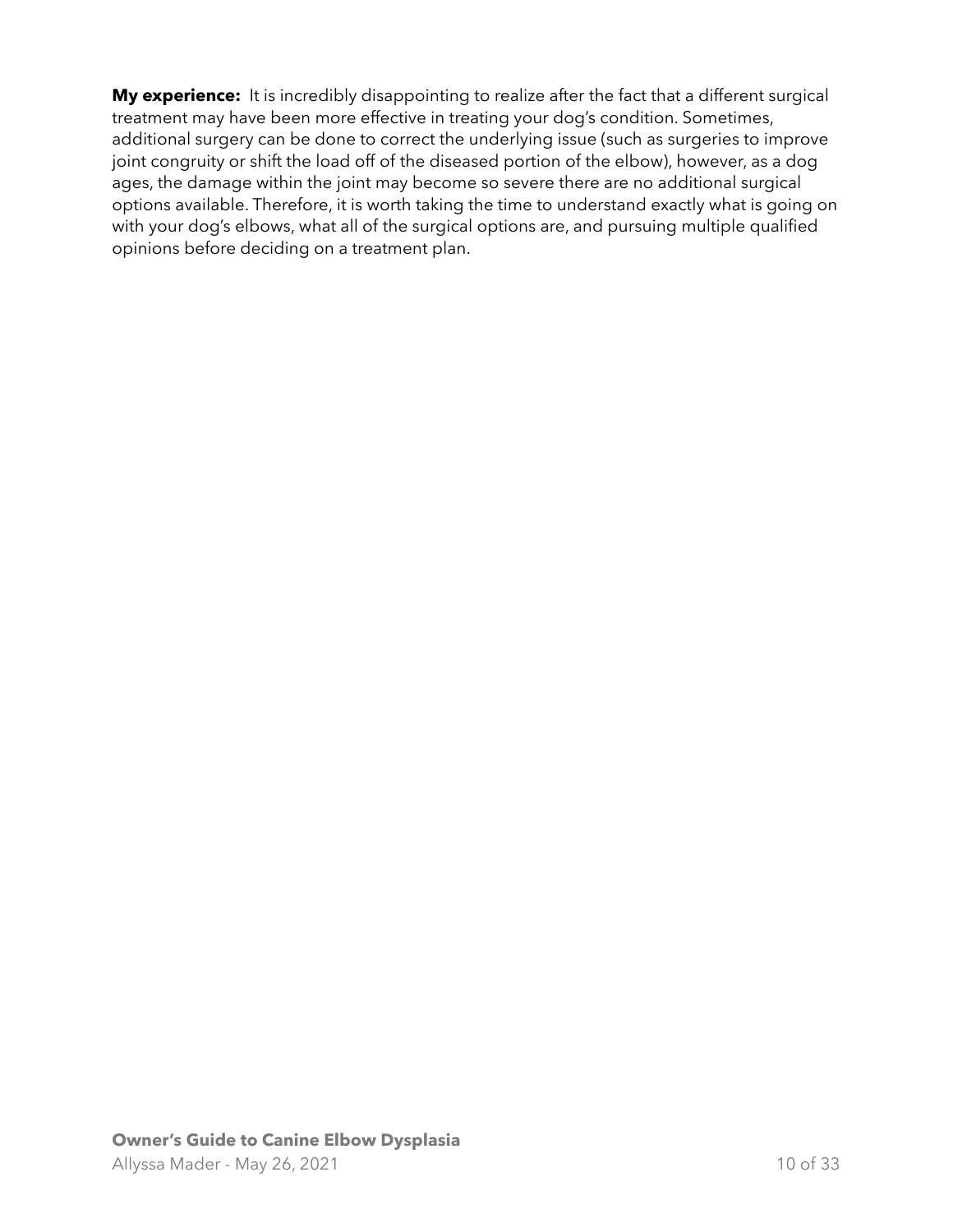**My experience:** It is incredibly disappointing to realize after the fact that a different surgical treatment may have been more effective in treating your dog's condition. Sometimes, additional surgery can be done to correct the underlying issue (such as surgeries to improve joint congruity or shift the load off of the diseased portion of the elbow), however, as a dog ages, the damage within the joint may become so severe there are no additional surgical options available. Therefore, it is worth taking the time to understand exactly what is going on with your dog's elbows, what all of the surgical options are, and pursuing multiple qualified opinions before deciding on a treatment plan.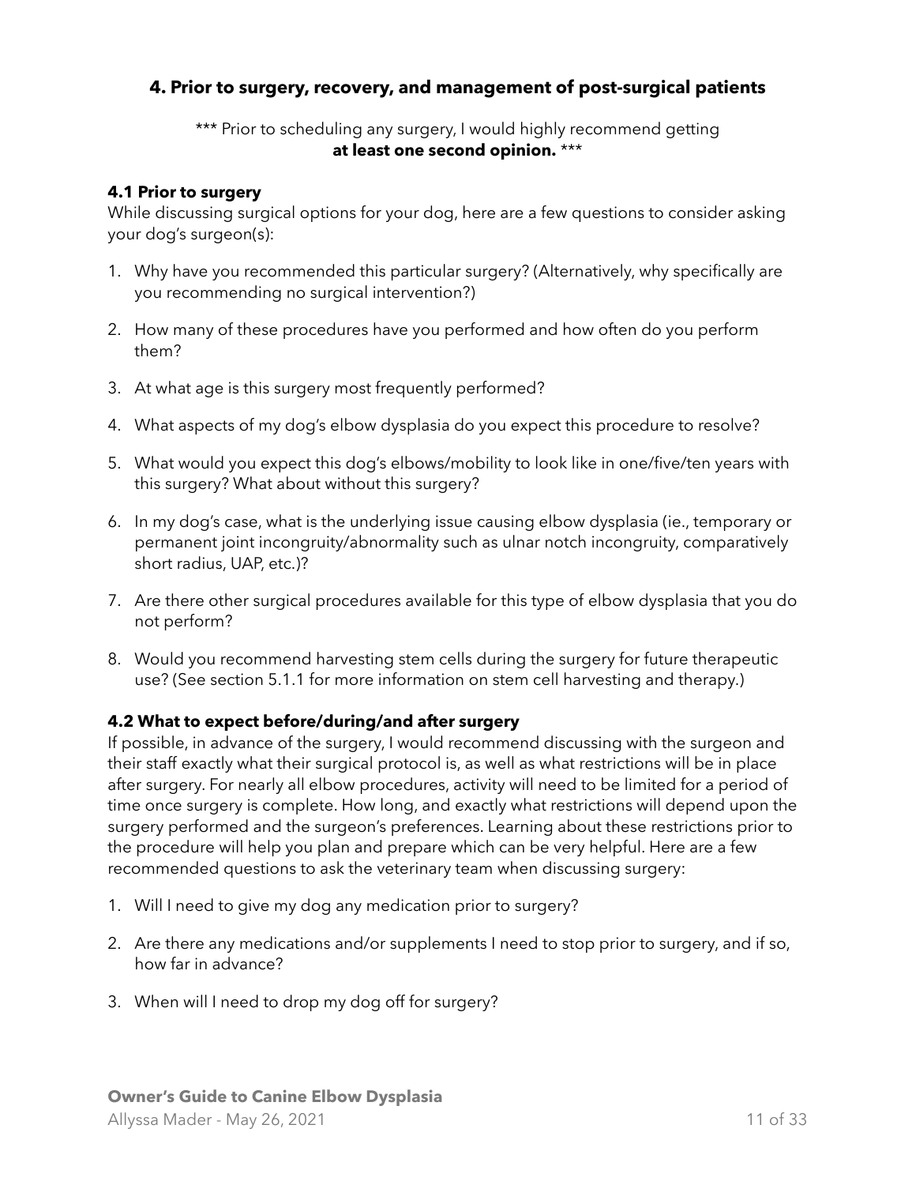## 4. Prior to surgery, recovery, and management of post-surgical patients

*** Prior to scheduling any surgery, I would highly recommend getting **at least one second opinion.** ***

### 4.1 Prior to surgery

While discussing surgical options for your dog, here are a few questions to consider asking your dog's surgeon(s):

1. Why have you recommended this particular surgery? (Alternatively, why specifically are you recommending no surgical intervention?)
2. How many of these procedures have you performed and how often do you perform them?
3. At what age is this surgery most frequently performed?
4. What aspects of my dog's elbow dysplasia do you expect this procedure to resolve?
5. What would you expect this dog's elbows/mobility to look like in one/five/ten years with this surgery? What about without this surgery?
6. In my dog's case, what is the underlying issue causing elbow dysplasia (ie., temporary or permanent joint incongruity/abnormality such as ulnar notch incongruity, comparatively short radius, UAP, etc.)?
7. Are there other surgical procedures available for this type of elbow dysplasia that you do not perform?
8. Would you recommend harvesting stem cells during the surgery for future therapeutic use? (See section 5.1.1 for more information on stem cell harvesting and therapy.)

### 4.2 What to expect before/during/and after surgery

If possible, in advance of the surgery, I would recommend discussing with the surgeon and their staff exactly what their surgical protocol is, as well as what restrictions will be in place after surgery. For nearly all elbow procedures, activity will need to be limited for a period of time once surgery is complete. How long, and exactly what restrictions will depend upon the surgery performed and the surgeon's preferences. Learning about these restrictions prior to the procedure will help you plan and prepare which can be very helpful. Here are a few recommended questions to ask the veterinary team when discussing surgery:

1. Will I need to give my dog any medication prior to surgery?
2. Are there any medications and/or supplements I need to stop prior to surgery, and if so, how far in advance?
3. When will I need to drop my dog off for surgery?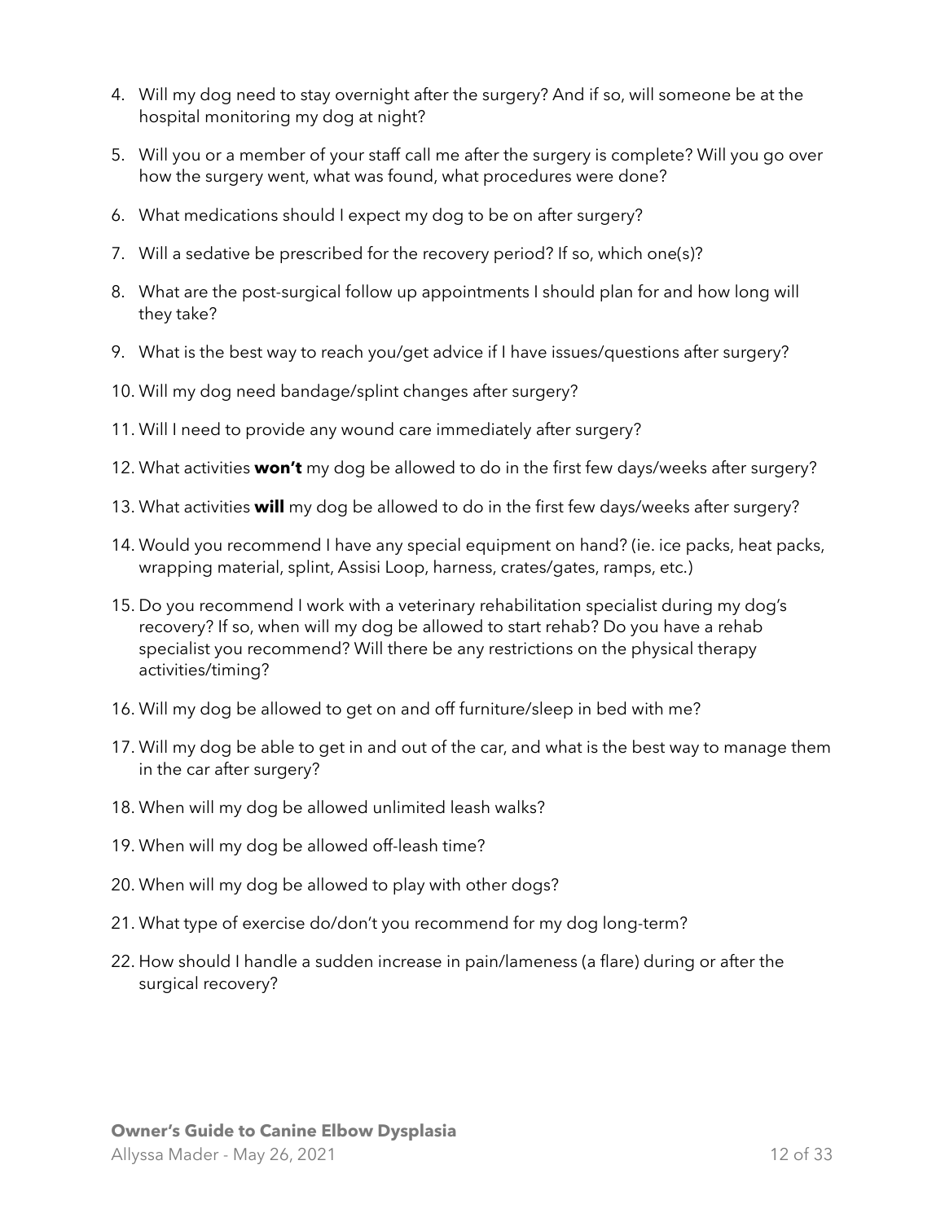4. Will my dog need to stay overnight after the surgery? And if so, will someone be at the hospital monitoring my dog at night?
5. Will you or a member of your staff call me after the surgery is complete? Will you go over how the surgery went, what was found, what procedures were done?
6. What medications should I expect my dog to be on after surgery?
7. Will a sedative be prescribed for the recovery period? If so, which one(s)?
8. What are the post-surgical follow up appointments I should plan for and how long will they take?
9. What is the best way to reach you/get advice if I have issues/questions after surgery?
10. Will my dog need bandage/splint changes after surgery?
11. Will I need to provide any wound care immediately after surgery?
12. What activities **won't** my dog be allowed to do in the first few days/weeks after surgery?
13. What activities **will** my dog be allowed to do in the first few days/weeks after surgery?
14. Would you recommend I have any special equipment on hand? (ie. ice packs, heat packs, wrapping material, splint, Assisi Loop, harness, crates/gates, ramps, etc.)
15. Do you recommend I work with a veterinary rehabilitation specialist during my dog's recovery? If so, when will my dog be allowed to start rehab? Do you have a rehab specialist you recommend? Will there be any restrictions on the physical therapy activities/timing?
16. Will my dog be allowed to get on and off furniture/sleep in bed with me?
17. Will my dog be able to get in and out of the car, and what is the best way to manage them in the car after surgery?
18. When will my dog be allowed unlimited leash walks?
19. When will my dog be allowed off-leash time?
20. When will my dog be allowed to play with other dogs?
21. What type of exercise do/don't you recommend for my dog long-term?
22. How should I handle a sudden increase in pain/lameness (a flare) during or after the surgical recovery?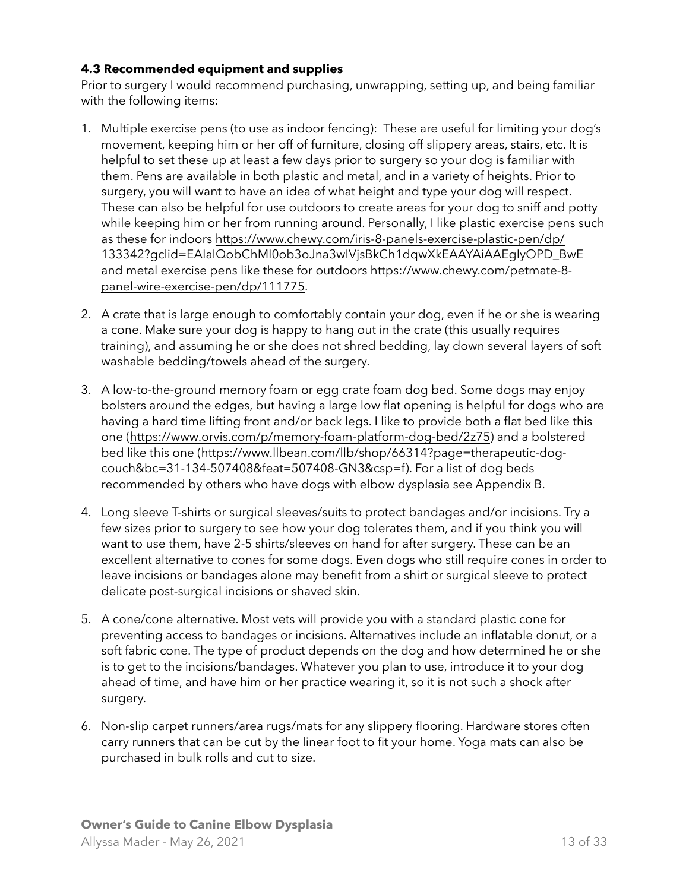### 4.3 Recommended equipment and supplies

Prior to surgery I would recommend purchasing, unwrapping, setting up, and being familiar with the following items:

1. Multiple exercise pens (to use as indoor fencing): These are useful for limiting your dog's movement, keeping him or her off of furniture, closing off slippery areas, stairs, etc. It is helpful to set these up at least a few days prior to surgery so your dog is familiar with them. Pens are available in both plastic and metal, and in a variety of heights. Prior to surgery, you will want to have an idea of what height and type your dog will respect. These can also be helpful for use outdoors to create areas for your dog to sniff and potty while keeping him or her from running around. Personally, I like plastic exercise pens such as these for indoors https://www.chewy.com/iris-8-panels-exercise-plastic-pen/dp/133342?gclid=EAIaIQobChMI0ob3oJna3wIVjsBkCh1dqwXkEAAYAiAAEgIyOPD_BwE and metal exercise pens like these for outdoors https://www.chewy.com/petmate-8-panel-wire-exercise-pen/dp/111775.

2. A crate that is large enough to comfortably contain your dog, even if he or she is wearing a cone. Make sure your dog is happy to hang out in the crate (this usually requires training), and assuming he or she does not shred bedding, lay down several layers of soft washable bedding/towels ahead of the surgery.

3. A low-to-the-ground memory foam or egg crate foam dog bed. Some dogs may enjoy bolsters around the edges, but having a large low flat opening is helpful for dogs who are having a hard time lifting front and/or back legs. I like to provide both a flat bed like this one (https://www.orvis.com/p/memory-foam-platform-dog-bed/2z75) and a bolstered bed like this one (https://www.llbean.com/llb/shop/66314?page=therapeutic-dog-couch&bc=31-134-507408&feat=507408-GN3&csp=f). For a list of dog beds recommended by others who have dogs with elbow dysplasia see Appendix B.

4. Long sleeve T-shirts or surgical sleeves/suits to protect bandages and/or incisions. Try a few sizes prior to surgery to see how your dog tolerates them, and if you think you will want to use them, have 2-5 shirts/sleeves on hand for after surgery. These can be an excellent alternative to cones for some dogs. Even dogs who still require cones in order to leave incisions or bandages alone may benefit from a shirt or surgical sleeve to protect delicate post-surgical incisions or shaved skin.

5. A cone/cone alternative. Most vets will provide you with a standard plastic cone for preventing access to bandages or incisions. Alternatives include an inflatable donut, or a soft fabric cone. The type of product depends on the dog and how determined he or she is to get to the incisions/bandages. Whatever you plan to use, introduce it to your dog ahead of time, and have him or her practice wearing it, so it is not such a shock after surgery.

6. Non-slip carpet runners/area rugs/mats for any slippery flooring. Hardware stores often carry runners that can be cut by the linear foot to fit your home. Yoga mats can also be purchased in bulk rolls and cut to size.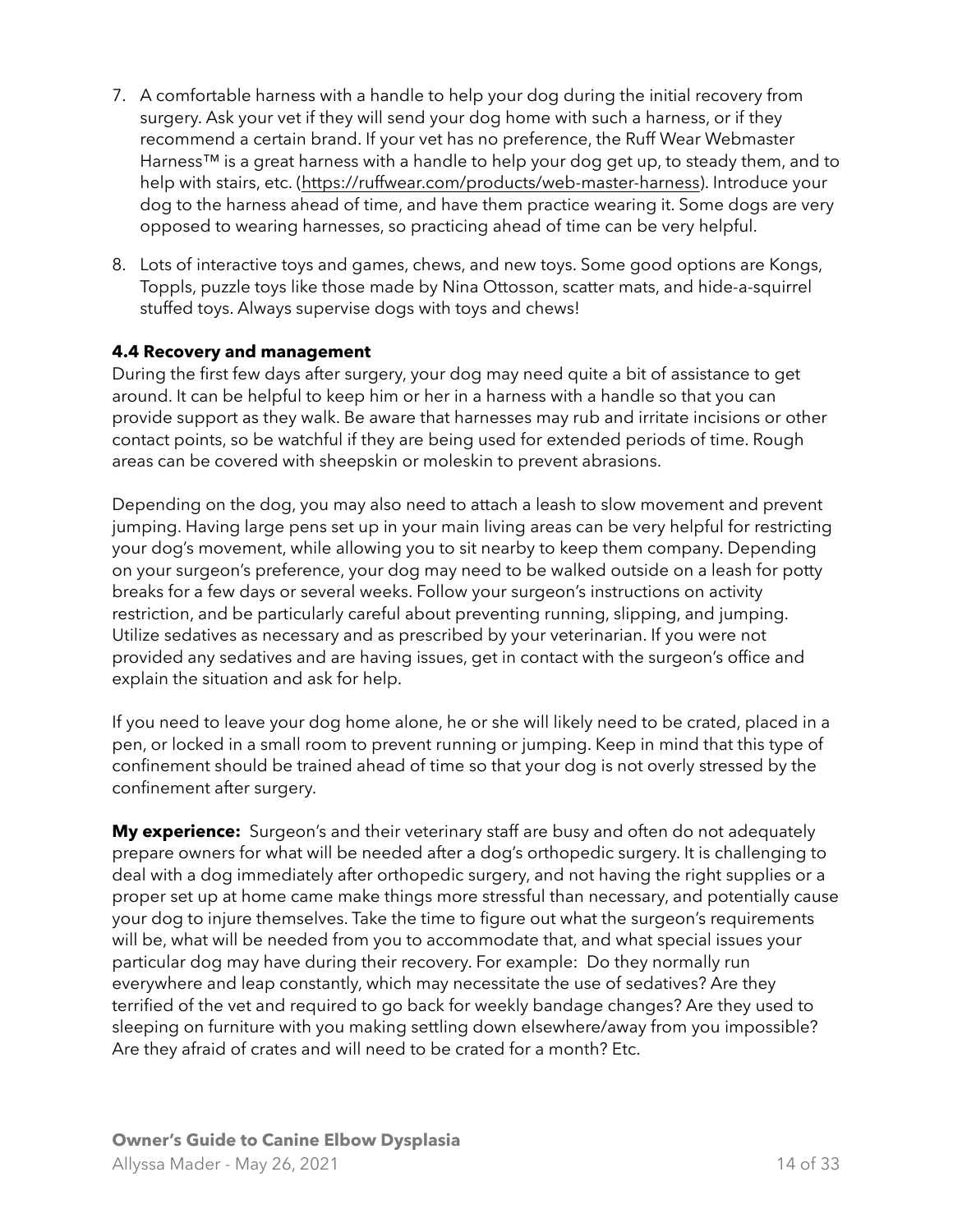7. A comfortable harness with a handle to help your dog during the initial recovery from surgery. Ask your vet if they will send your dog home with such a harness, or if they recommend a certain brand. If your vet has no preference, the Ruff Wear Webmaster Harness™ is a great harness with a handle to help your dog get up, to steady them, and to help with stairs, etc. (https://ruffwear.com/products/web-master-harness). Introduce your dog to the harness ahead of time, and have them practice wearing it. Some dogs are very opposed to wearing harnesses, so practicing ahead of time can be very helpful.

8. Lots of interactive toys and games, chews, and new toys. Some good options are Kongs, Toppls, puzzle toys like those made by Nina Ottosson, scatter mats, and hide-a-squirrel stuffed toys. Always supervise dogs with toys and chews!

**4.4 Recovery and management**

During the first few days after surgery, your dog may need quite a bit of assistance to get around. It can be helpful to keep him or her in a harness with a handle so that you can provide support as they walk. Be aware that harnesses may rub and irritate incisions or other contact points, so be watchful if they are being used for extended periods of time. Rough areas can be covered with sheepskin or moleskin to prevent abrasions.

Depending on the dog, you may also need to attach a leash to slow movement and prevent jumping. Having large pens set up in your main living areas can be very helpful for restricting your dog's movement, while allowing you to sit nearby to keep them company. Depending on your surgeon's preference, your dog may need to be walked outside on a leash for potty breaks for a few days or several weeks. Follow your surgeon's instructions on activity restriction, and be particularly careful about preventing running, slipping, and jumping. Utilize sedatives as necessary and as prescribed by your veterinarian. If you were not provided any sedatives and are having issues, get in contact with the surgeon's office and explain the situation and ask for help.

If you need to leave your dog home alone, he or she will likely need to be crated, placed in a pen, or locked in a small room to prevent running or jumping. Keep in mind that this type of confinement should be trained ahead of time so that your dog is not overly stressed by the confinement after surgery.

**My experience:** Surgeon's and their veterinary staff are busy and often do not adequately prepare owners for what will be needed after a dog's orthopedic surgery. It is challenging to deal with a dog immediately after orthopedic surgery, and not having the right supplies or a proper set up at home came make things more stressful than necessary, and potentially cause your dog to injure themselves. Take the time to figure out what the surgeon's requirements will be, what will be needed from you to accommodate that, and what special issues your particular dog may have during their recovery. For example: Do they normally run everywhere and leap constantly, which may necessitate the use of sedatives? Are they terrified of the vet and required to go back for weekly bandage changes? Are they used to sleeping on furniture with you making settling down elsewhere/away from you impossible? Are they afraid of crates and will need to be crated for a month? Etc.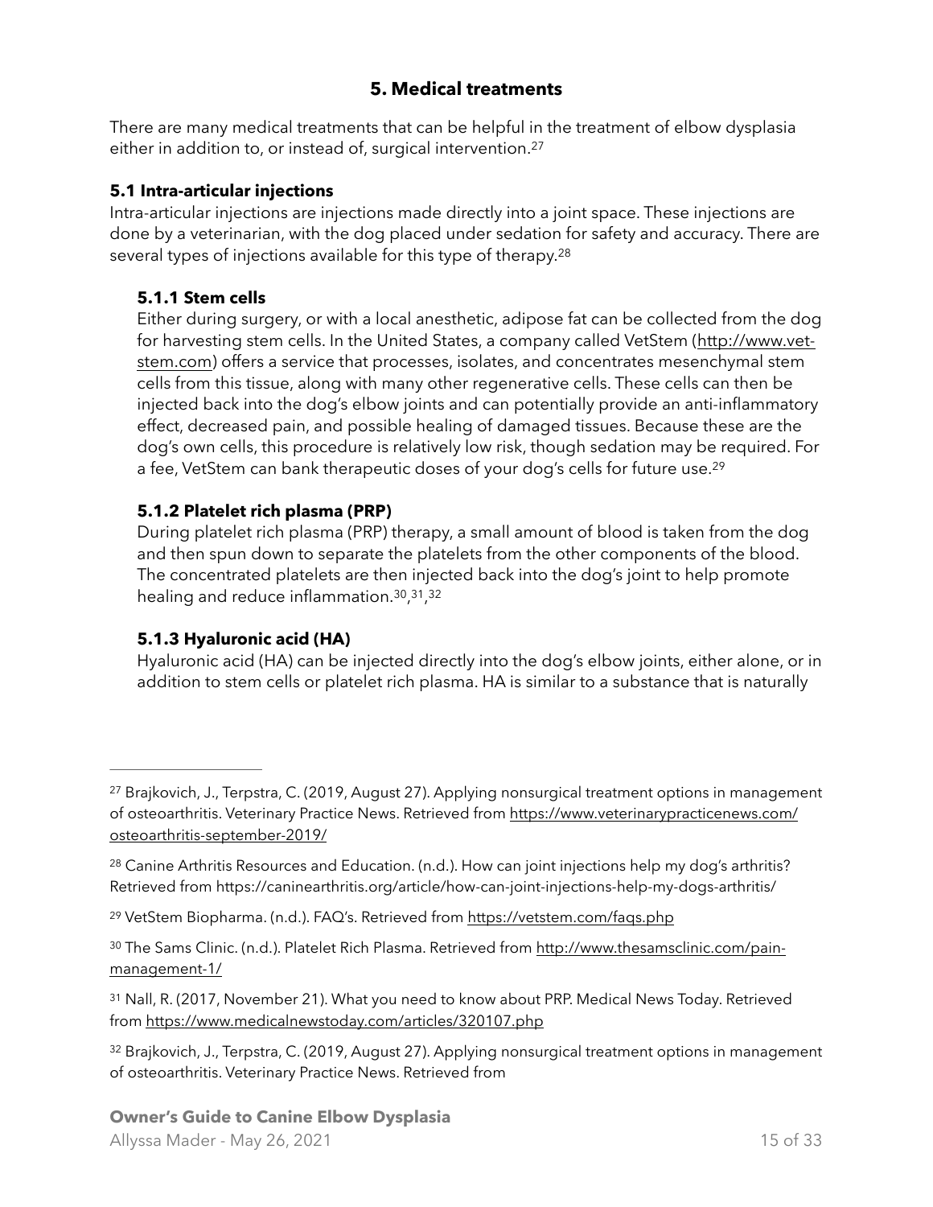## 5. Medical treatments

There are many medical treatments that can be helpful in the treatment of elbow dysplasia either in addition to, or instead of, surgical intervention.[27]

### 5.1 Intra-articular injections

Intra-articular injections are injections made directly into a joint space. These injections are done by a veterinarian, with the dog placed under sedation for safety and accuracy. There are several types of injections available for this type of therapy.[28]

#### 5.1.1 Stem cells

Either during surgery, or with a local anesthetic, adipose fat can be collected from the dog for harvesting stem cells. In the United States, a company called VetStem (http://www.vet-stem.com) offers a service that processes, isolates, and concentrates mesenchymal stem cells from this tissue, along with many other regenerative cells. These cells can then be injected back into the dog's elbow joints and can potentially provide an anti-inflammatory effect, decreased pain, and possible healing of damaged tissues. Because these are the dog's own cells, this procedure is relatively low risk, though sedation may be required. For a fee, VetStem can bank therapeutic doses of your dog's cells for future use.[29]

#### 5.1.2 Platelet rich plasma (PRP)

During platelet rich plasma (PRP) therapy, a small amount of blood is taken from the dog and then spun down to separate the platelets from the other components of the blood. The concentrated platelets are then injected back into the dog's joint to help promote healing and reduce inflammation.[30,31,32]

#### 5.1.3 Hyaluronic acid (HA)

Hyaluronic acid (HA) can be injected directly into the dog's elbow joints, either alone, or in addition to stem cells or platelet rich plasma. HA is similar to a substance that is naturally

---

[27] Brajkovich, J., Terpstra, C. (2019, August 27). Applying nonsurgical treatment options in management of osteoarthritis. Veterinary Practice News. Retrieved from https://www.veterinarypracticenews.com/osteoarthritis-september-2019/

[28] Canine Arthritis Resources and Education. (n.d.). How can joint injections help my dog's arthritis? Retrieved from https://caninearthritis.org/article/how-can-joint-injections-help-my-dogs-arthritis/

[29] VetStem Biopharma. (n.d.). FAQ's. Retrieved from https://vetstem.com/faqs.php

[30] The Sams Clinic. (n.d.). Platelet Rich Plasma. Retrieved from http://www.thesamsclinic.com/pain-management-1/

[31] Nall, R. (2017, November 21). What you need to know about PRP. Medical News Today. Retrieved from https://www.medicalnewstoday.com/articles/320107.php

[32] Brajkovich, J., Terpstra, C. (2019, August 27). Applying nonsurgical treatment options in management of osteoarthritis. Veterinary Practice News. Retrieved from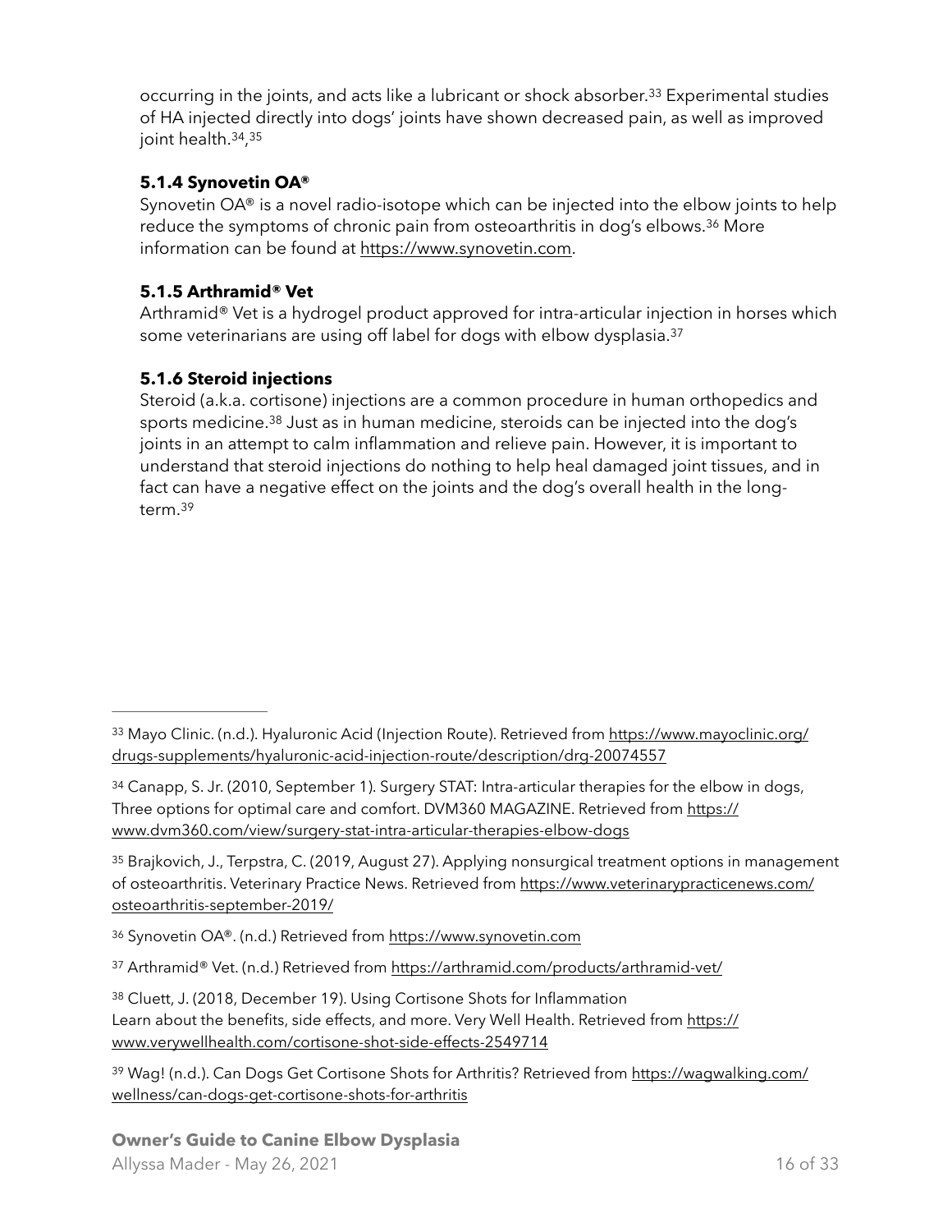occurring in the joints, and acts like a lubricant or shock absorber.[33] Experimental studies of HA injected directly into dogs' joints have shown decreased pain, as well as improved joint health.[34],[35]

### 5.1.4 Synovetin OA®

Synovetin OA® is a novel radio-isotope which can be injected into the elbow joints to help reduce the symptoms of chronic pain from osteoarthritis in dog's elbows.[36] More information can be found at https://www.synovetin.com.

### 5.1.5 Arthramid® Vet

Arthramid® Vet is a hydrogel product approved for intra-articular injection in horses which some veterinarians are using off label for dogs with elbow dysplasia.[37]

### 5.1.6 Steroid injections

Steroid (a.k.a. cortisone) injections are a common procedure in human orthopedics and sports medicine.[38] Just as in human medicine, steroids can be injected into the dog's joints in an attempt to calm inflammation and relieve pain. However, it is important to understand that steroid injections do nothing to help heal damaged joint tissues, and in fact can have a negative effect on the joints and the dog's overall health in the long-term.[39]

---

[33] Mayo Clinic. (n.d.). Hyaluronic Acid (Injection Route). Retrieved from https://www.mayoclinic.org/drugs-supplements/hyaluronic-acid-injection-route/description/drg-20074557

[34] Canapp, S. Jr. (2010, September 1). Surgery STAT: Intra-articular therapies for the elbow in dogs, Three options for optimal care and comfort. DVM360 MAGAZINE. Retrieved from https://www.dvm360.com/view/surgery-stat-intra-articular-therapies-elbow-dogs

[35] Brajkovich, J., Terpstra, C. (2019, August 27). Applying nonsurgical treatment options in management of osteoarthritis. Veterinary Practice News. Retrieved from https://www.veterinarypracticenews.com/osteoarthritis-september-2019/

[36] Synovetin OA®. (n.d.) Retrieved from https://www.synovetin.com

[37] Arthramid® Vet. (n.d.) Retrieved from https://arthramid.com/products/arthramid-vet/

[38] Cluett, J. (2018, December 19). Using Cortisone Shots for Inflammation Learn about the benefits, side effects, and more. Very Well Health. Retrieved from https://www.verywellhealth.com/cortisone-shot-side-effects-2549714

[39] Wag! (n.d.). Can Dogs Get Cortisone Shots for Arthritis? Retrieved from https://wagwalking.com/wellness/can-dogs-get-cortisone-shots-for-arthritis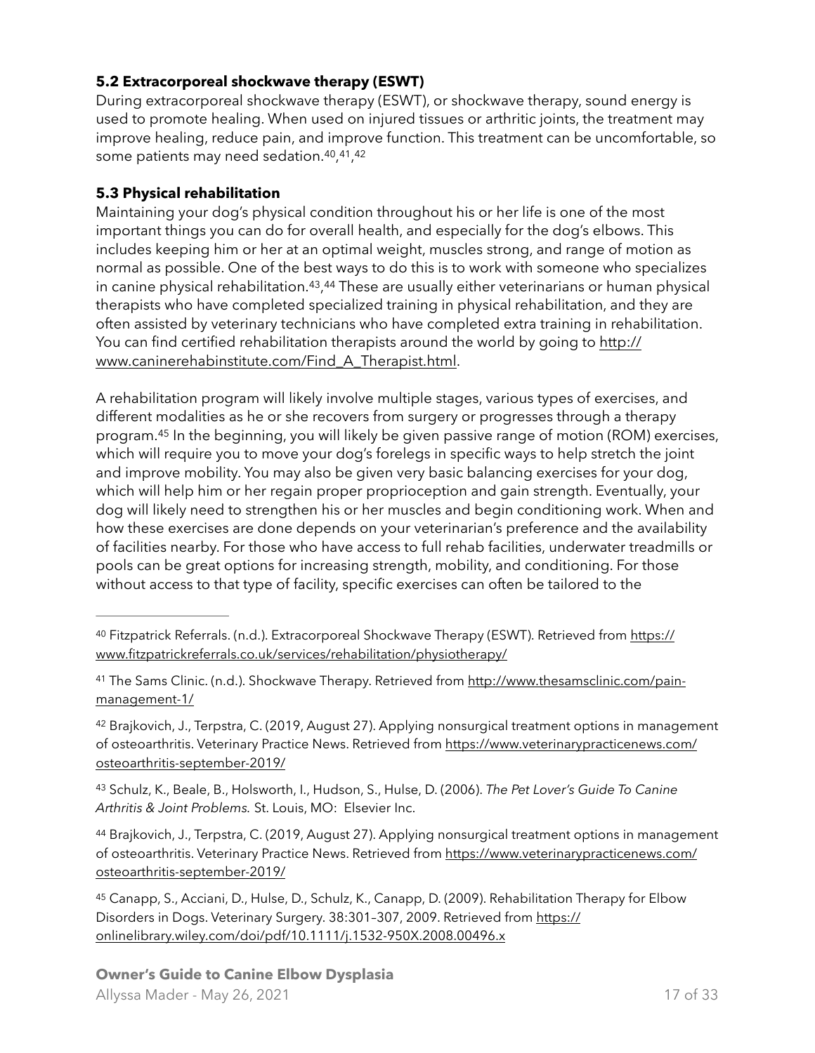### 5.2 Extracorporeal shockwave therapy (ESWT)

During extracorporeal shockwave therapy (ESWT), or shockwave therapy, sound energy is used to promote healing. When used on injured tissues or arthritic joints, the treatment may improve healing, reduce pain, and improve function. This treatment can be uncomfortable, so some patients may need sedation.[40,41,42]

### 5.3 Physical rehabilitation

Maintaining your dog's physical condition throughout his or her life is one of the most important things you can do for overall health, and especially for the dog's elbows. This includes keeping him or her at an optimal weight, muscles strong, and range of motion as normal as possible. One of the best ways to do this is to work with someone who specializes in canine physical rehabilitation.[43,44] These are usually either veterinarians or human physical therapists who have completed specialized training in physical rehabilitation, and they are often assisted by veterinary technicians who have completed extra training in rehabilitation. You can find certified rehabilitation therapists around the world by going to http://www.caninerehabinstitute.com/Find_A_Therapist.html.

A rehabilitation program will likely involve multiple stages, various types of exercises, and different modalities as he or she recovers from surgery or progresses through a therapy program.[45] In the beginning, you will likely be given passive range of motion (ROM) exercises, which will require you to move your dog's forelegs in specific ways to help stretch the joint and improve mobility. You may also be given very basic balancing exercises for your dog, which will help him or her regain proper proprioception and gain strength. Eventually, your dog will likely need to strengthen his or her muscles and begin conditioning work. When and how these exercises are done depends on your veterinarian's preference and the availability of facilities nearby. For those who have access to full rehab facilities, underwater treadmills or pools can be great options for increasing strength, mobility, and conditioning. For those without access to that type of facility, specific exercises can often be tailored to the

---

[40] Fitzpatrick Referrals. (n.d.). Extracorporeal Shockwave Therapy (ESWT). Retrieved from https://www.fitzpatrickreferrals.co.uk/services/rehabilitation/physiotherapy/

[41] The Sams Clinic. (n.d.). Shockwave Therapy. Retrieved from http://www.thesamsclinic.com/pain-management-1/

[42] Brajkovich, J., Terpstra, C. (2019, August 27). Applying nonsurgical treatment options in management of osteoarthritis. Veterinary Practice News. Retrieved from https://www.veterinarypracticenews.com/osteoarthritis-september-2019/

[43] Schulz, K., Beale, B., Holsworth, I., Hudson, S., Hulse, D. (2006). *The Pet Lover's Guide To Canine Arthritis & Joint Problems.* St. Louis, MO: Elsevier Inc.

[44] Brajkovich, J., Terpstra, C. (2019, August 27). Applying nonsurgical treatment options in management of osteoarthritis. Veterinary Practice News. Retrieved from https://www.veterinarypracticenews.com/osteoarthritis-september-2019/

[45] Canapp, S., Acciani, D., Hulse, D., Schulz, K., Canapp, D. (2009). Rehabilitation Therapy for Elbow Disorders in Dogs. Veterinary Surgery. 38:301–307, 2009. Retrieved from https://onlinelibrary.wiley.com/doi/pdf/10.1111/j.1532-950X.2008.00496.x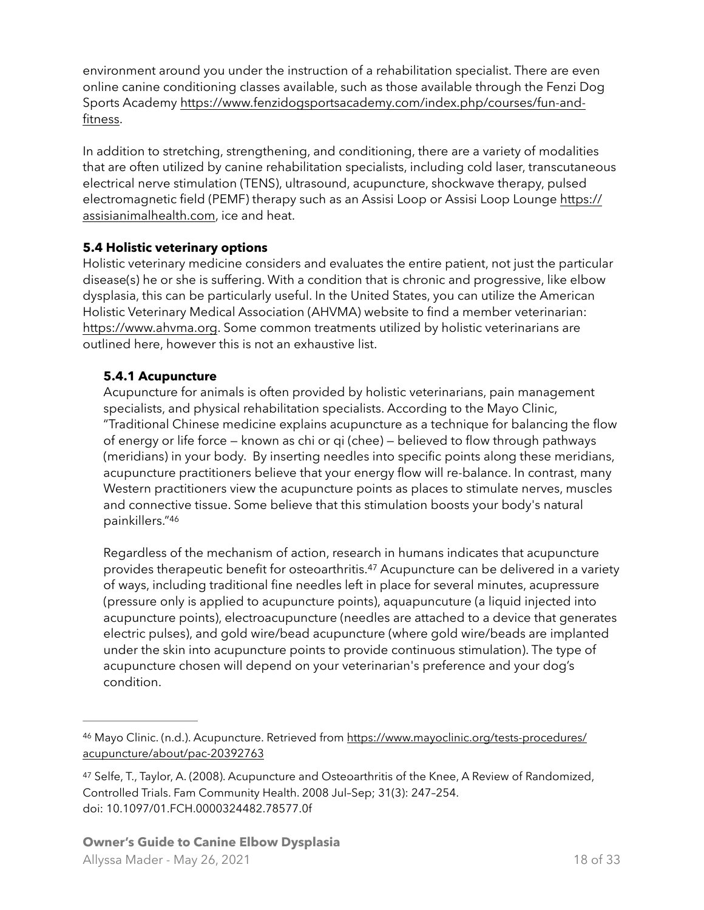environment around you under the instruction of a rehabilitation specialist. There are even online canine conditioning classes available, such as those available through the Fenzi Dog Sports Academy https://www.fenzidogsportsacademy.com/index.php/courses/fun-and-fitness.

In addition to stretching, strengthening, and conditioning, there are a variety of modalities that are often utilized by canine rehabilitation specialists, including cold laser, transcutaneous electrical nerve stimulation (TENS), ultrasound, acupuncture, shockwave therapy, pulsed electromagnetic field (PEMF) therapy such as an Assisi Loop or Assisi Loop Lounge https://assisianimalhealth.com, ice and heat.

### 5.4 Holistic veterinary options

Holistic veterinary medicine considers and evaluates the entire patient, not just the particular disease(s) he or she is suffering. With a condition that is chronic and progressive, like elbow dysplasia, this can be particularly useful. In the United States, you can utilize the American Holistic Veterinary Medical Association (AHVMA) website to find a member veterinarian: https://www.ahvma.org. Some common treatments utilized by holistic veterinarians are outlined here, however this is not an exhaustive list.

#### 5.4.1 Acupuncture

Acupuncture for animals is often provided by holistic veterinarians, pain management specialists, and physical rehabilitation specialists. According to the Mayo Clinic, "Traditional Chinese medicine explains acupuncture as a technique for balancing the flow of energy or life force — known as chi or qi (chee) — believed to flow through pathways (meridians) in your body. By inserting needles into specific points along these meridians, acupuncture practitioners believe that your energy flow will re-balance. In contrast, many Western practitioners view the acupuncture points as places to stimulate nerves, muscles and connective tissue. Some believe that this stimulation boosts your body's natural painkillers."[46]

Regardless of the mechanism of action, research in humans indicates that acupuncture provides therapeutic benefit for osteoarthritis.[47] Acupuncture can be delivered in a variety of ways, including traditional fine needles left in place for several minutes, acupressure (pressure only is applied to acupuncture points), aquapuncuture (a liquid injected into acupuncture points), electroacupuncture (needles are attached to a device that generates electric pulses), and gold wire/bead acupuncture (where gold wire/beads are implanted under the skin into acupuncture points to provide continuous stimulation). The type of acupuncture chosen will depend on your veterinarian's preference and your dog's condition.

---

[46] Mayo Clinic. (n.d.). Acupuncture. Retrieved from https://www.mayoclinic.org/tests-procedures/acupuncture/about/pac-20392763

[47] Selfe, T., Taylor, A. (2008). Acupuncture and Osteoarthritis of the Knee, A Review of Randomized, Controlled Trials. Fam Community Health. 2008 Jul–Sep; 31(3): 247–254. doi: 10.1097/01.FCH.0000324482.78577.0f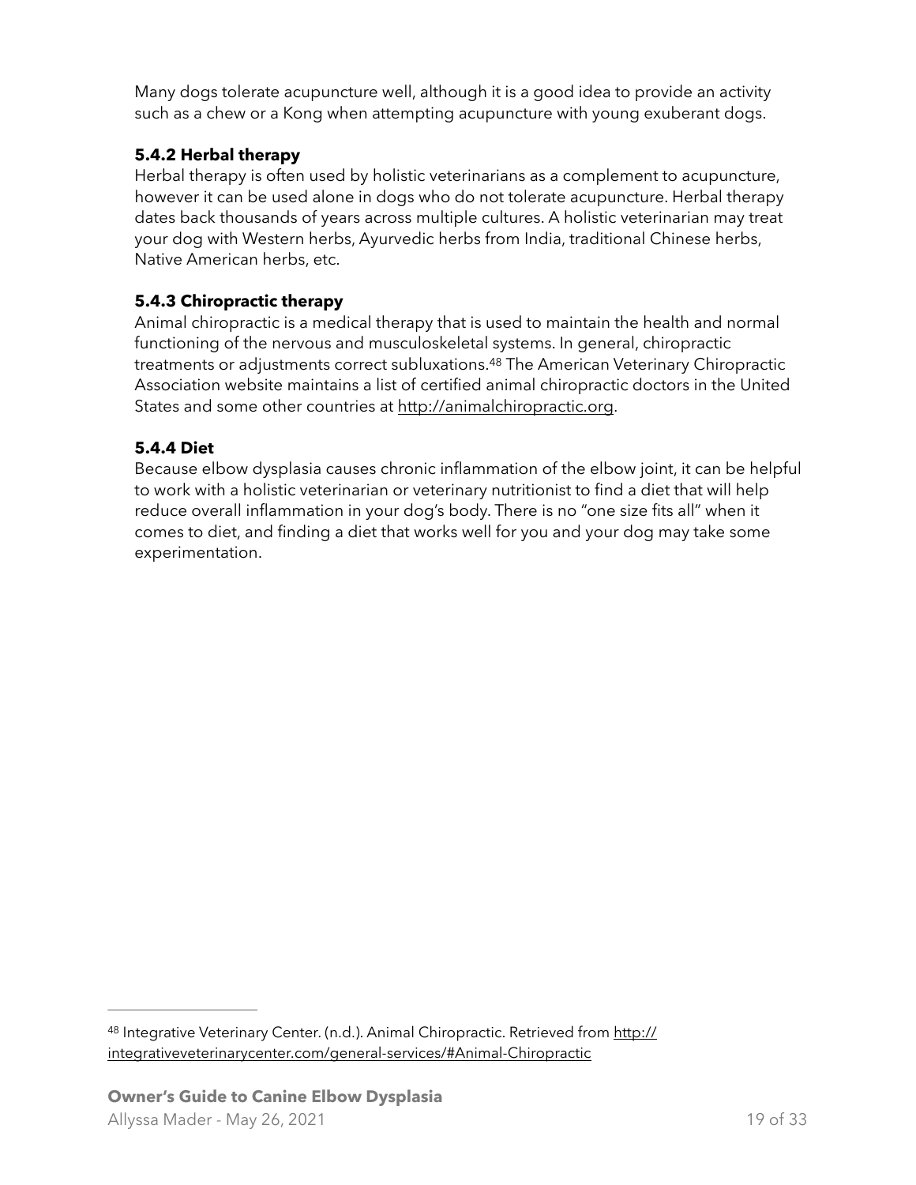Many dogs tolerate acupuncture well, although it is a good idea to provide an activity such as a chew or a Kong when attempting acupuncture with young exuberant dogs.

#### 5.4.2 Herbal therapy

Herbal therapy is often used by holistic veterinarians as a complement to acupuncture, however it can be used alone in dogs who do not tolerate acupuncture. Herbal therapy dates back thousands of years across multiple cultures. A holistic veterinarian may treat your dog with Western herbs, Ayurvedic herbs from India, traditional Chinese herbs, Native American herbs, etc.

#### 5.4.3 Chiropractic therapy

Animal chiropractic is a medical therapy that is used to maintain the health and normal functioning of the nervous and musculoskeletal systems. In general, chiropractic treatments or adjustments correct subluxations.[48] The American Veterinary Chiropractic Association website maintains a list of certified animal chiropractic doctors in the United States and some other countries at http://animalchiropractic.org.

#### 5.4.4 Diet

Because elbow dysplasia causes chronic inflammation of the elbow joint, it can be helpful to work with a holistic veterinarian or veterinary nutritionist to find a diet that will help reduce overall inflammation in your dog's body. There is no "one size fits all" when it comes to diet, and finding a diet that works well for you and your dog may take some experimentation.

---

[48] Integrative Veterinary Center. (n.d.). Animal Chiropractic. Retrieved from http://integrativeveterinarycenter.com/general-services/#Animal-Chiropractic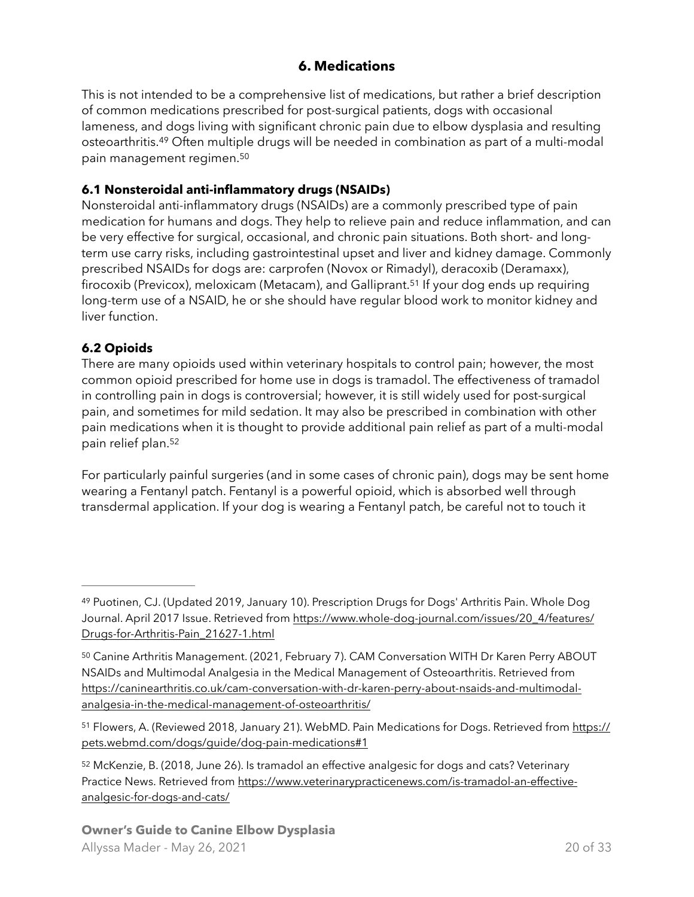## 6. Medications

This is not intended to be a comprehensive list of medications, but rather a brief description of common medications prescribed for post-surgical patients, dogs with occasional lameness, and dogs living with significant chronic pain due to elbow dysplasia and resulting osteoarthritis.[49] Often multiple drugs will be needed in combination as part of a multi-modal pain management regimen.[50]

### 6.1 Nonsteroidal anti-inflammatory drugs (NSAIDs)

Nonsteroidal anti-inflammatory drugs (NSAIDs) are a commonly prescribed type of pain medication for humans and dogs. They help to relieve pain and reduce inflammation, and can be very effective for surgical, occasional, and chronic pain situations. Both short- and long-term use carry risks, including gastrointestinal upset and liver and kidney damage. Commonly prescribed NSAIDs for dogs are: carprofen (Novox or Rimadyl), deracoxib (Deramaxx), firocoxib (Previcox), meloxicam (Metacam), and Galliprant.[51] If your dog ends up requiring long-term use of a NSAID, he or she should have regular blood work to monitor kidney and liver function.

### 6.2 Opioids

There are many opioids used within veterinary hospitals to control pain; however, the most common opioid prescribed for home use in dogs is tramadol. The effectiveness of tramadol in controlling pain in dogs is controversial; however, it is still widely used for post-surgical pain, and sometimes for mild sedation. It may also be prescribed in combination with other pain medications when it is thought to provide additional pain relief as part of a multi-modal pain relief plan.[52]

For particularly painful surgeries (and in some cases of chronic pain), dogs may be sent home wearing a Fentanyl patch. Fentanyl is a powerful opioid, which is absorbed well through transdermal application. If your dog is wearing a Fentanyl patch, be careful not to touch it

---

[49] Puotinen, CJ. (Updated 2019, January 10). Prescription Drugs for Dogs' Arthritis Pain. Whole Dog Journal. April 2017 Issue. Retrieved from https://www.whole-dog-journal.com/issues/20_4/features/Drugs-for-Arthritis-Pain_21627-1.html

[50] Canine Arthritis Management. (2021, February 7). CAM Conversation WITH Dr Karen Perry ABOUT NSAIDs and Multimodal Analgesia in the Medical Management of Osteoarthritis. Retrieved from https://caninearthritis.co.uk/cam-conversation-with-dr-karen-perry-about-nsaids-and-multimodal-analgesia-in-the-medical-management-of-osteoarthritis/

[51] Flowers, A. (Reviewed 2018, January 21). WebMD. Pain Medications for Dogs. Retrieved from https://pets.webmd.com/dogs/guide/dog-pain-medications#1

[52] McKenzie, B. (2018, June 26). Is tramadol an effective analgesic for dogs and cats? Veterinary Practice News. Retrieved from https://www.veterinarypracticenews.com/is-tramadol-an-effective-analgesic-for-dogs-and-cats/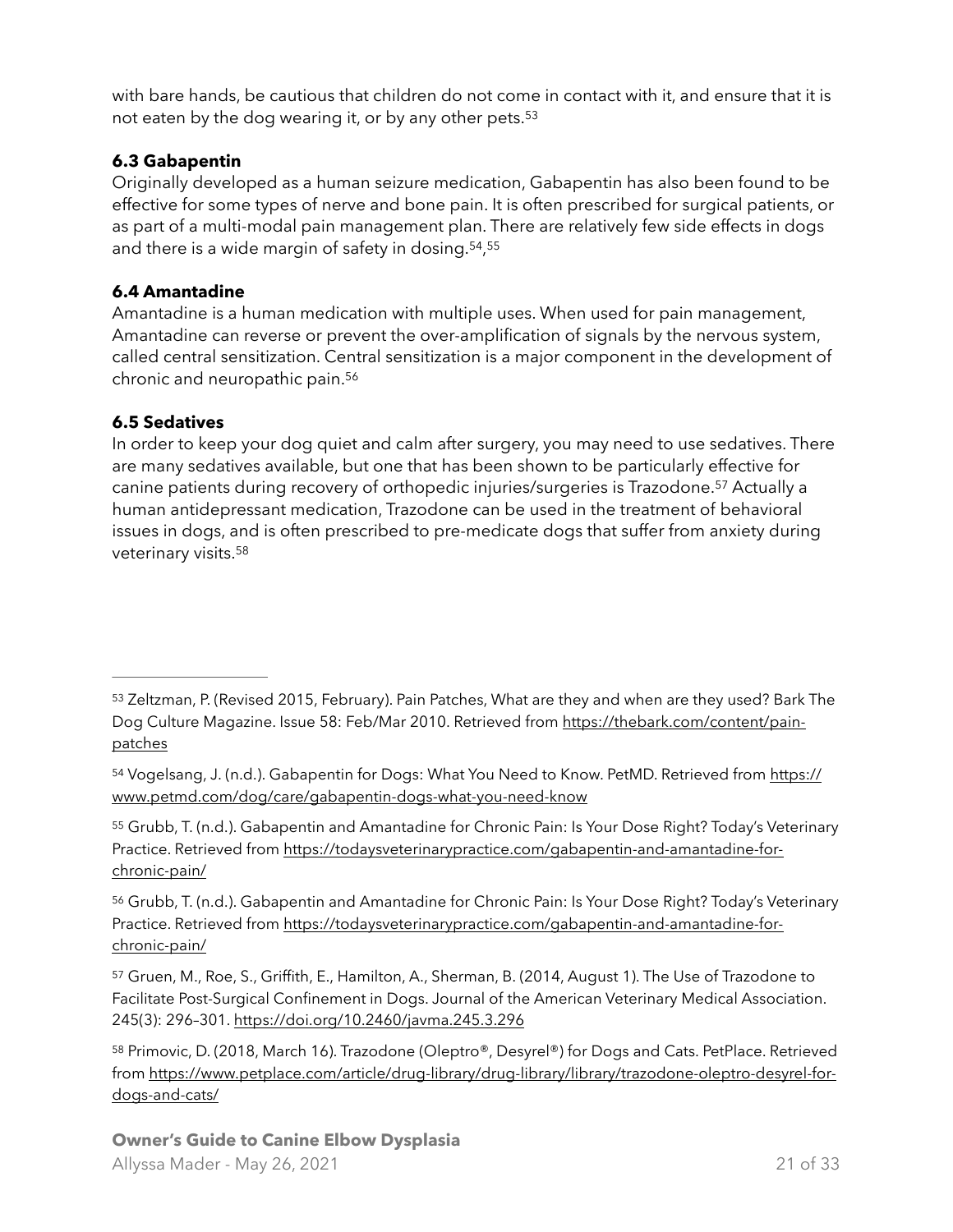with bare hands, be cautious that children do not come in contact with it, and ensure that it is not eaten by the dog wearing it, or by any other pets.[53]

### 6.3 Gabapentin

Originally developed as a human seizure medication, Gabapentin has also been found to be effective for some types of nerve and bone pain. It is often prescribed for surgical patients, or as part of a multi-modal pain management plan. There are relatively few side effects in dogs and there is a wide margin of safety in dosing.[54],[55]

### 6.4 Amantadine

Amantadine is a human medication with multiple uses. When used for pain management, Amantadine can reverse or prevent the over-amplification of signals by the nervous system, called central sensitization. Central sensitization is a major component in the development of chronic and neuropathic pain.[56]

### 6.5 Sedatives

In order to keep your dog quiet and calm after surgery, you may need to use sedatives. There are many sedatives available, but one that has been shown to be particularly effective for canine patients during recovery of orthopedic injuries/surgeries is Trazodone.[57] Actually a human antidepressant medication, Trazodone can be used in the treatment of behavioral issues in dogs, and is often prescribed to pre-medicate dogs that suffer from anxiety during veterinary visits.[58]

---

[53] Zeltzman, P. (Revised 2015, February). Pain Patches, What are they and when are they used? Bark The Dog Culture Magazine. Issue 58: Feb/Mar 2010. Retrieved from https://thebark.com/content/pain-patches

[54] Vogelsang, J. (n.d.). Gabapentin for Dogs: What You Need to Know. PetMD. Retrieved from https://www.petmd.com/dog/care/gabapentin-dogs-what-you-need-know

[55] Grubb, T. (n.d.). Gabapentin and Amantadine for Chronic Pain: Is Your Dose Right? Today's Veterinary Practice. Retrieved from https://todaysveterinarypractice.com/gabapentin-and-amantadine-for-chronic-pain/

[56] Grubb, T. (n.d.). Gabapentin and Amantadine for Chronic Pain: Is Your Dose Right? Today's Veterinary Practice. Retrieved from https://todaysveterinarypractice.com/gabapentin-and-amantadine-for-chronic-pain/

[57] Gruen, M., Roe, S., Griffith, E., Hamilton, A., Sherman, B. (2014, August 1). The Use of Trazodone to Facilitate Post-Surgical Confinement in Dogs. Journal of the American Veterinary Medical Association. 245(3): 296–301. https://doi.org/10.2460/javma.245.3.296

[58] Primovic, D. (2018, March 16). Trazodone (Oleptro®, Desyrel®) for Dogs and Cats. PetPlace. Retrieved from https://www.petplace.com/article/drug-library/drug-library/library/trazodone-oleptro-desyrel-for-dogs-and-cats/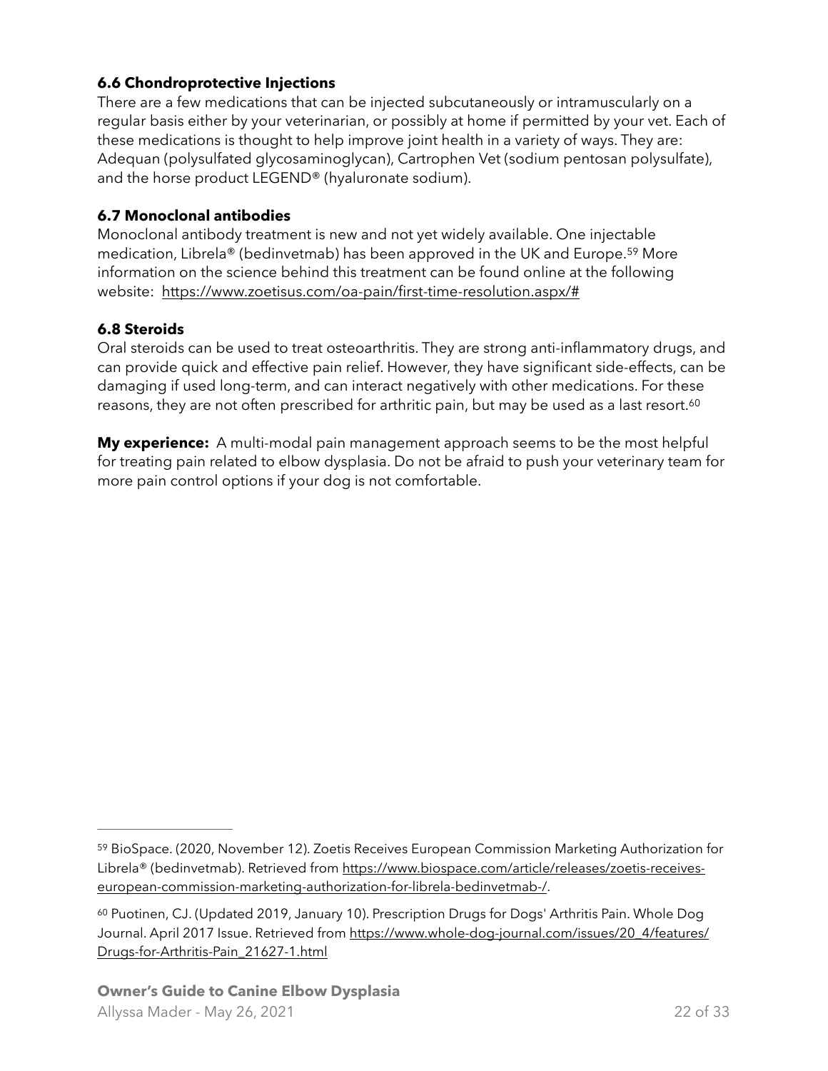### 6.6 Chondroprotective Injections

There are a few medications that can be injected subcutaneously or intramuscularly on a regular basis either by your veterinarian, or possibly at home if permitted by your vet. Each of these medications is thought to help improve joint health in a variety of ways. They are: Adequan (polysulfated glycosaminoglycan), Cartrophen Vet (sodium pentosan polysulfate), and the horse product LEGEND® (hyaluronate sodium).

### 6.7 Monoclonal antibodies

Monoclonal antibody treatment is new and not yet widely available. One injectable medication, Librela® (bedinvetmab) has been approved in the UK and Europe.[59] More information on the science behind this treatment can be found online at the following website: https://www.zoetisus.com/oa-pain/first-time-resolution.aspx/#

### 6.8 Steroids

Oral steroids can be used to treat osteoarthritis. They are strong anti-inflammatory drugs, and can provide quick and effective pain relief. However, they have significant side-effects, can be damaging if used long-term, and can interact negatively with other medications. For these reasons, they are not often prescribed for arthritic pain, but may be used as a last resort.[60]

**My experience:** A multi-modal pain management approach seems to be the most helpful for treating pain related to elbow dysplasia. Do not be afraid to push your veterinary team for more pain control options if your dog is not comfortable.

---

[59] BioSpace. (2020, November 12). Zoetis Receives European Commission Marketing Authorization for Librela® (bedinvetmab). Retrieved from https://www.biospace.com/article/releases/zoetis-receives-european-commission-marketing-authorization-for-librela-bedinvetmab-/.

[60] Puotinen, CJ. (Updated 2019, January 10). Prescription Drugs for Dogs' Arthritis Pain. Whole Dog Journal. April 2017 Issue. Retrieved from https://www.whole-dog-journal.com/issues/20_4/features/Drugs-for-Arthritis-Pain_21627-1.html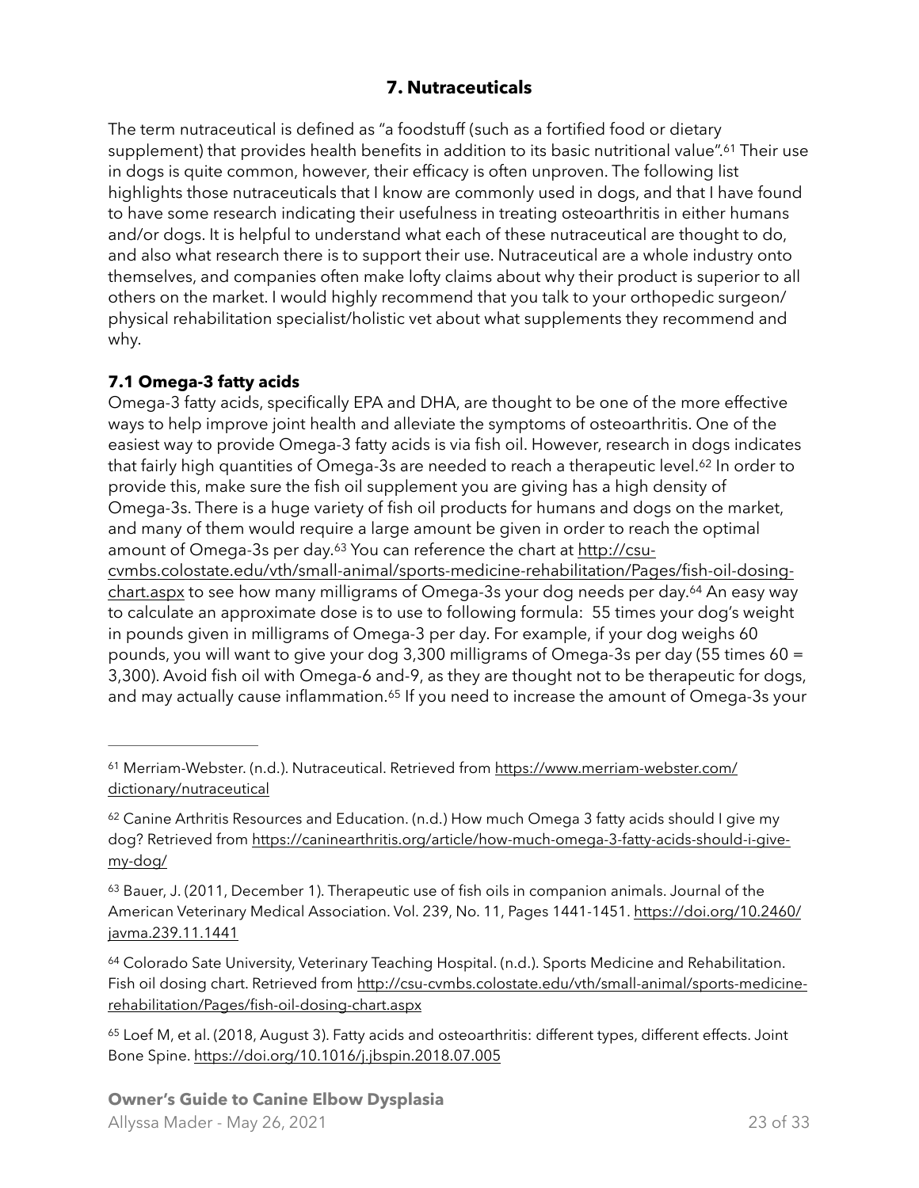## 7. Nutraceuticals

The term nutraceutical is defined as "a foodstuff (such as a fortified food or dietary supplement) that provides health benefits in addition to its basic nutritional value".[61] Their use in dogs is quite common, however, their efficacy is often unproven. The following list highlights those nutraceuticals that I know are commonly used in dogs, and that I have found to have some research indicating their usefulness in treating osteoarthritis in either humans and/or dogs. It is helpful to understand what each of these nutraceutical are thought to do, and also what research there is to support their use. Nutraceutical are a whole industry onto themselves, and companies often make lofty claims about why their product is superior to all others on the market. I would highly recommend that you talk to your orthopedic surgeon/physical rehabilitation specialist/holistic vet about what supplements they recommend and why.

### 7.1 Omega-3 fatty acids

Omega-3 fatty acids, specifically EPA and DHA, are thought to be one of the more effective ways to help improve joint health and alleviate the symptoms of osteoarthritis. One of the easiest way to provide Omega-3 fatty acids is via fish oil. However, research in dogs indicates that fairly high quantities of Omega-3s are needed to reach a therapeutic level.[62] In order to provide this, make sure the fish oil supplement you are giving has a high density of Omega-3s. There is a huge variety of fish oil products for humans and dogs on the market, and many of them would require a large amount be given in order to reach the optimal amount of Omega-3s per day.[63] You can reference the chart at http://csu-cvmbs.colostate.edu/vth/small-animal/sports-medicine-rehabilitation/Pages/fish-oil-dosing-chart.aspx to see how many milligrams of Omega-3s your dog needs per day.[64] An easy way to calculate an approximate dose is to use to following formula: 55 times your dog's weight in pounds given in milligrams of Omega-3 per day. For example, if your dog weighs 60 pounds, you will want to give your dog 3,300 milligrams of Omega-3s per day (55 times 60 = 3,300). Avoid fish oil with Omega-6 and-9, as they are thought not to be therapeutic for dogs, and may actually cause inflammation.[65] If you need to increase the amount of Omega-3s your

---

[61] Merriam-Webster. (n.d.). Nutraceutical. Retrieved from https://www.merriam-webster.com/dictionary/nutraceutical

[62] Canine Arthritis Resources and Education. (n.d.) How much Omega 3 fatty acids should I give my dog? Retrieved from https://caninearthritis.org/article/how-much-omega-3-fatty-acids-should-i-give-my-dog/

[63] Bauer, J. (2011, December 1). Therapeutic use of fish oils in companion animals. Journal of the American Veterinary Medical Association. Vol. 239, No. 11, Pages 1441-1451. https://doi.org/10.2460/javma.239.11.1441

[64] Colorado Sate University, Veterinary Teaching Hospital. (n.d.). Sports Medicine and Rehabilitation. Fish oil dosing chart. Retrieved from http://csu-cvmbs.colostate.edu/vth/small-animal/sports-medicine-rehabilitation/Pages/fish-oil-dosing-chart.aspx

[65] Loef M, et al. (2018, August 3). Fatty acids and osteoarthritis: different types, different effects. Joint Bone Spine. https://doi.org/10.1016/j.jbspin.2018.07.005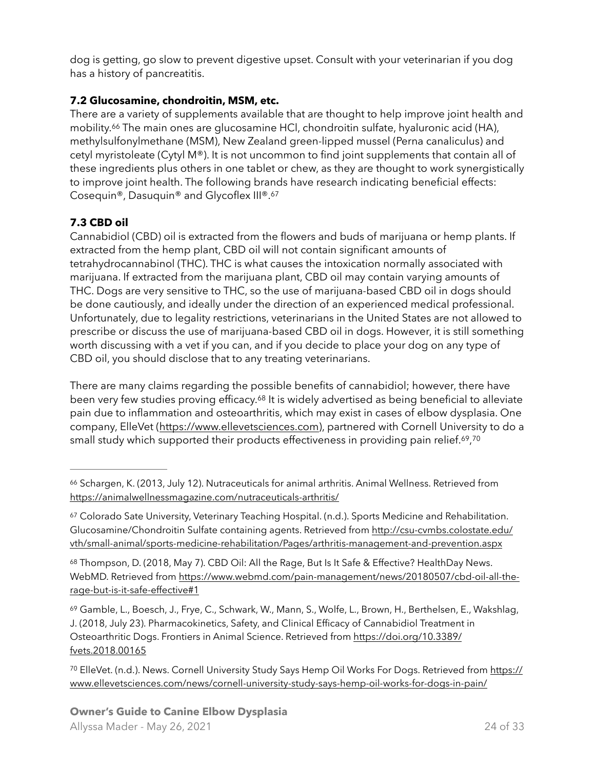dog is getting, go slow to prevent digestive upset. Consult with your veterinarian if you dog has a history of pancreatitis.

### 7.2 Glucosamine, chondroitin, MSM, etc.

There are a variety of supplements available that are thought to help improve joint health and mobility.[66] The main ones are glucosamine HCl, chondroitin sulfate, hyaluronic acid (HA), methylsulfonylmethane (MSM), New Zealand green-lipped mussel (Perna canaliculus) and cetyl myristoleate (Cytyl M®). It is not uncommon to find joint supplements that contain all of these ingredients plus others in one tablet or chew, as they are thought to work synergistically to improve joint health. The following brands have research indicating beneficial effects: Cosequin®, Dasuquin® and Glycoflex III®.[67]

### 7.3 CBD oil

Cannabidiol (CBD) oil is extracted from the flowers and buds of marijuana or hemp plants. If extracted from the hemp plant, CBD oil will not contain significant amounts of tetrahydrocannabinol (THC). THC is what causes the intoxication normally associated with marijuana. If extracted from the marijuana plant, CBD oil may contain varying amounts of THC. Dogs are very sensitive to THC, so the use of marijuana-based CBD oil in dogs should be done cautiously, and ideally under the direction of an experienced medical professional. Unfortunately, due to legality restrictions, veterinarians in the United States are not allowed to prescribe or discuss the use of marijuana-based CBD oil in dogs. However, it is still something worth discussing with a vet if you can, and if you decide to place your dog on any type of CBD oil, you should disclose that to any treating veterinarians.

There are many claims regarding the possible benefits of cannabidiol; however, there have been very few studies proving efficacy.[68] It is widely advertised as being beneficial to alleviate pain due to inflammation and osteoarthritis, which may exist in cases of elbow dysplasia. One company, ElleVet (https://www.ellevetsciences.com), partnered with Cornell University to do a small study which supported their products effectiveness in providing pain relief.[69],[70]

---

[66] Schargen, K. (2013, July 12). Nutraceuticals for animal arthritis. Animal Wellness. Retrieved from https://animalwellnessmagazine.com/nutraceuticals-arthritis/

[67] Colorado Sate University, Veterinary Teaching Hospital. (n.d.). Sports Medicine and Rehabilitation. Glucosamine/Chondroitin Sulfate containing agents. Retrieved from http://csu-cvmbs.colostate.edu/vth/small-animal/sports-medicine-rehabilitation/Pages/arthritis-management-and-prevention.aspx

[68] Thompson, D. (2018, May 7). CBD Oil: All the Rage, But Is It Safe & Effective? HealthDay News. WebMD. Retrieved from https://www.webmd.com/pain-management/news/20180507/cbd-oil-all-the-rage-but-is-it-safe-effective#1

[69] Gamble, L., Boesch, J., Frye, C., Schwark, W., Mann, S., Wolfe, L., Brown, H., Berthelsen, E., Wakshlag, J. (2018, July 23). Pharmacokinetics, Safety, and Clinical Efficacy of Cannabidiol Treatment in Osteoarthritic Dogs. Frontiers in Animal Science. Retrieved from https://doi.org/10.3389/fvets.2018.00165

[70] ElleVet. (n.d.). News. Cornell University Study Says Hemp Oil Works For Dogs. Retrieved from https://www.ellevetsciences.com/news/cornell-university-study-says-hemp-oil-works-for-dogs-in-pain/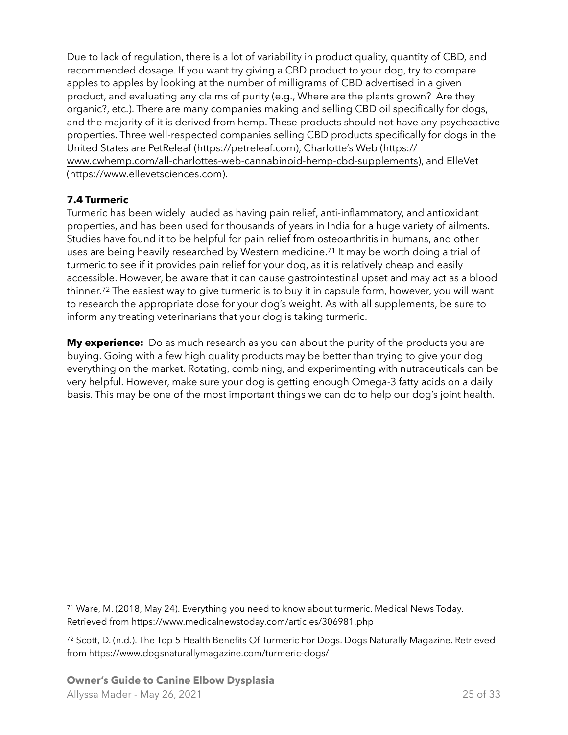Due to lack of regulation, there is a lot of variability in product quality, quantity of CBD, and recommended dosage. If you want try giving a CBD product to your dog, try to compare apples to apples by looking at the number of milligrams of CBD advertised in a given product, and evaluating any claims of purity (e.g., Where are the plants grown? Are they organic?, etc.). There are many companies making and selling CBD oil specifically for dogs, and the majority of it is derived from hemp. These products should not have any psychoactive properties. Three well-respected companies selling CBD products specifically for dogs in the United States are PetReleaf (https://petreleaf.com), Charlotte's Web (https://www.cwhemp.com/all-charlottes-web-cannabinoid-hemp-cbd-supplements), and ElleVet (https://www.ellevetsciences.com).

### 7.4 Turmeric

Turmeric has been widely lauded as having pain relief, anti-inflammatory, and antioxidant properties, and has been used for thousands of years in India for a huge variety of ailments. Studies have found it to be helpful for pain relief from osteoarthritis in humans, and other uses are being heavily researched by Western medicine.[71] It may be worth doing a trial of turmeric to see if it provides pain relief for your dog, as it is relatively cheap and easily accessible. However, be aware that it can cause gastrointestinal upset and may act as a blood thinner.[72] The easiest way to give turmeric is to buy it in capsule form, however, you will want to research the appropriate dose for your dog's weight. As with all supplements, be sure to inform any treating veterinarians that your dog is taking turmeric.

**My experience:** Do as much research as you can about the purity of the products you are buying. Going with a few high quality products may be better than trying to give your dog everything on the market. Rotating, combining, and experimenting with nutraceuticals can be very helpful. However, make sure your dog is getting enough Omega-3 fatty acids on a daily basis. This may be one of the most important things we can do to help our dog's joint health.

---

[71] Ware, M. (2018, May 24). Everything you need to know about turmeric. Medical News Today. Retrieved from https://www.medicalnewstoday.com/articles/306981.php

[72] Scott, D. (n.d.). The Top 5 Health Benefits Of Turmeric For Dogs. Dogs Naturally Magazine. Retrieved from https://www.dogsnaturallymagazine.com/turmeric-dogs/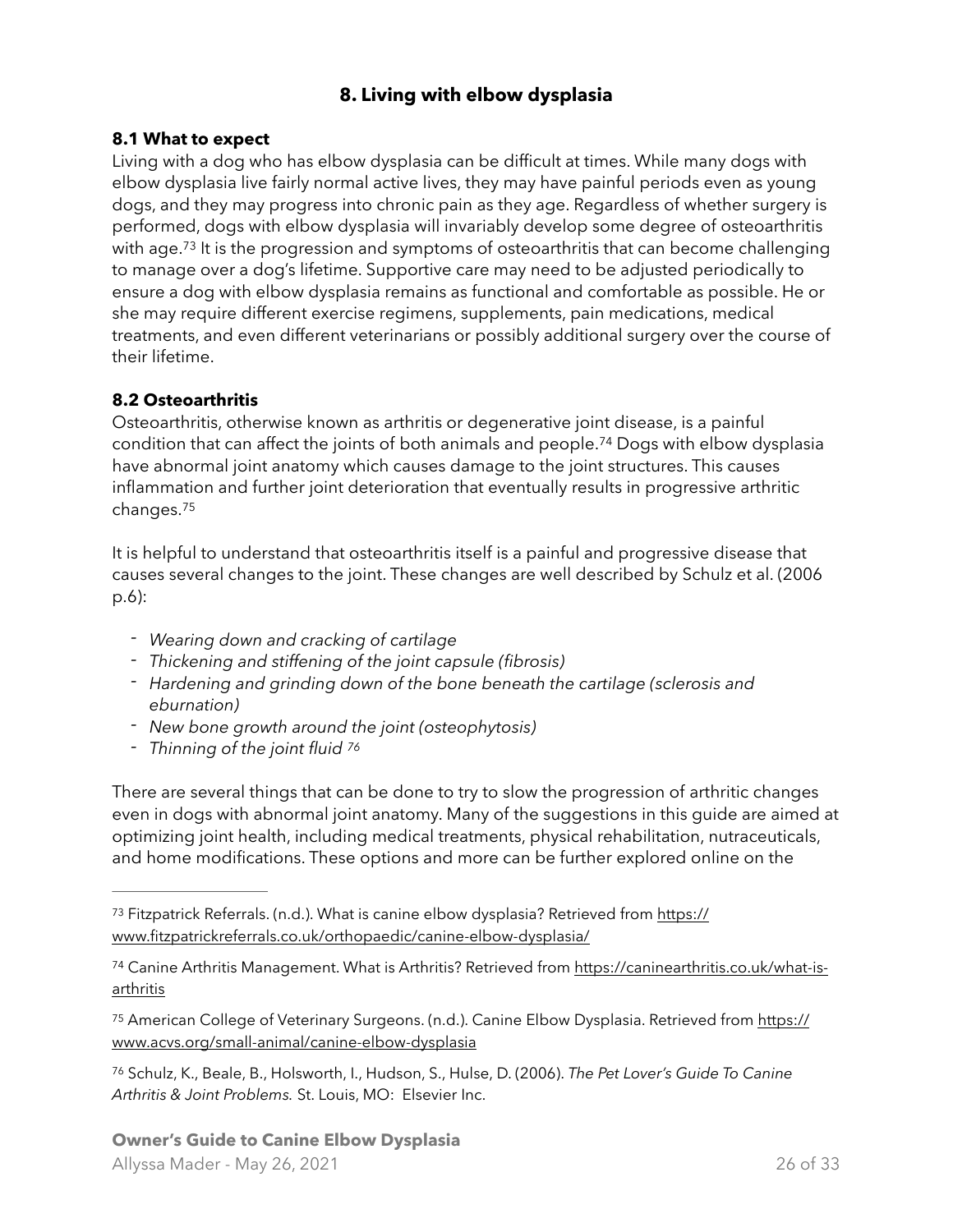## 8. Living with elbow dysplasia

### 8.1 What to expect

Living with a dog who has elbow dysplasia can be difficult at times. While many dogs with elbow dysplasia live fairly normal active lives, they may have painful periods even as young dogs, and they may progress into chronic pain as they age. Regardless of whether surgery is performed, dogs with elbow dysplasia will invariably develop some degree of osteoarthritis with age.[73] It is the progression and symptoms of osteoarthritis that can become challenging to manage over a dog's lifetime. Supportive care may need to be adjusted periodically to ensure a dog with elbow dysplasia remains as functional and comfortable as possible. He or she may require different exercise regimens, supplements, pain medications, medical treatments, and even different veterinarians or possibly additional surgery over the course of their lifetime.

### 8.2 Osteoarthritis

Osteoarthritis, otherwise known as arthritis or degenerative joint disease, is a painful condition that can affect the joints of both animals and people.[74] Dogs with elbow dysplasia have abnormal joint anatomy which causes damage to the joint structures. This causes inflammation and further joint deterioration that eventually results in progressive arthritic changes.[75]

It is helpful to understand that osteoarthritis itself is a painful and progressive disease that causes several changes to the joint. These changes are well described by Schulz et al. (2006 p.6):

- *Wearing down and cracking of cartilage*
- *Thickening and stiffening of the joint capsule (fibrosis)*
- *Hardening and grinding down of the bone beneath the cartilage (sclerosis and eburnation)*
- *New bone growth around the joint (osteophytosis)*
- *Thinning of the joint fluid* [76]

There are several things that can be done to try to slow the progression of arthritic changes even in dogs with abnormal joint anatomy. Many of the suggestions in this guide are aimed at optimizing joint health, including medical treatments, physical rehabilitation, nutraceuticals, and home modifications. These options and more can be further explored online on the

---

[73] Fitzpatrick Referrals. (n.d.). What is canine elbow dysplasia? Retrieved from https://www.fitzpatrickreferrals.co.uk/orthopaedic/canine-elbow-dysplasia/

[74] Canine Arthritis Management. What is Arthritis? Retrieved from https://caninearthritis.co.uk/what-is-arthritis

[75] American College of Veterinary Surgeons. (n.d.). Canine Elbow Dysplasia. Retrieved from https://www.acvs.org/small-animal/canine-elbow-dysplasia

[76] Schulz, K., Beale, B., Holsworth, I., Hudson, S., Hulse, D. (2006). *The Pet Lover's Guide To Canine Arthritis & Joint Problems.* St. Louis, MO: Elsevier Inc.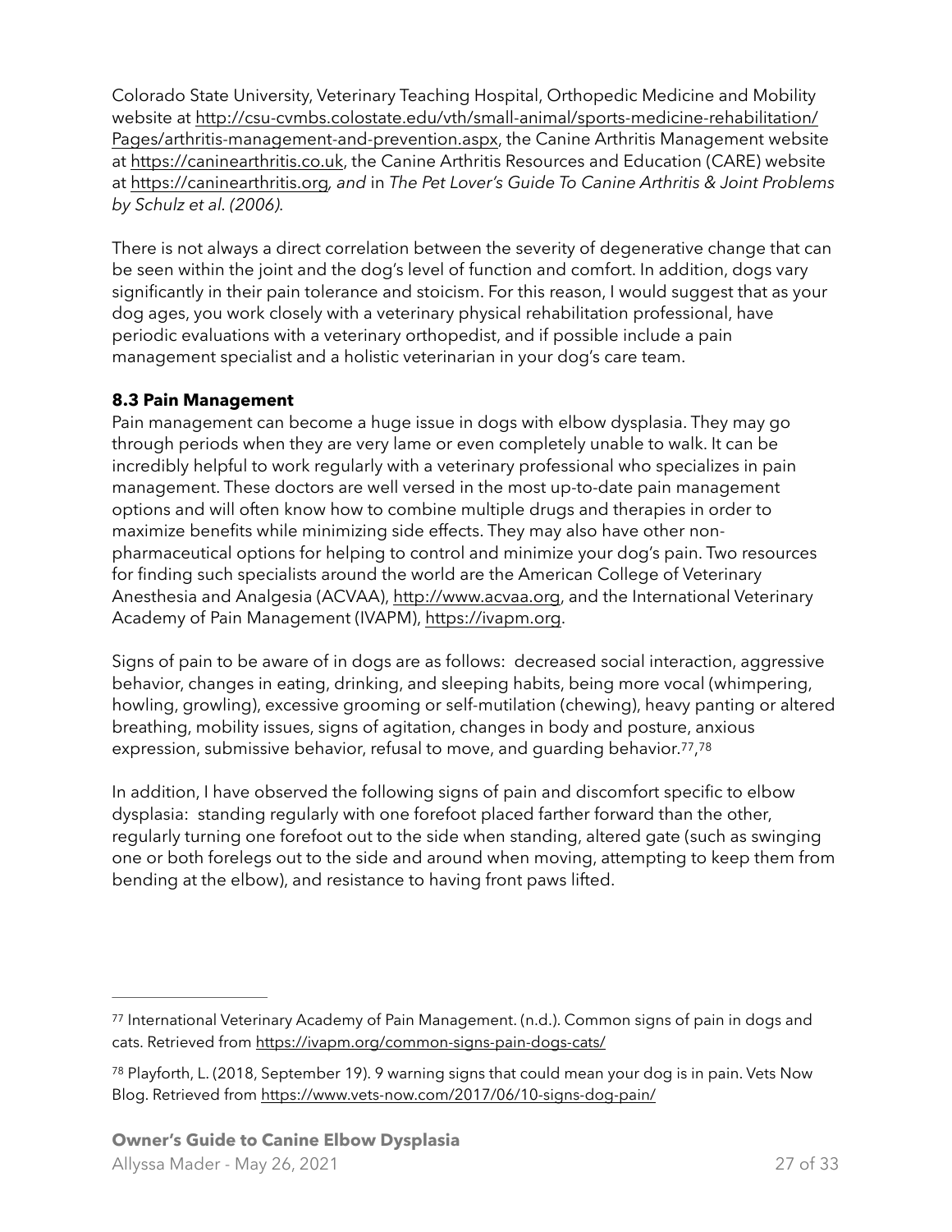Colorado State University, Veterinary Teaching Hospital, Orthopedic Medicine and Mobility website at http://csu-cvmbs.colostate.edu/vth/small-animal/sports-medicine-rehabilitation/Pages/arthritis-management-and-prevention.aspx, the Canine Arthritis Management website at https://caninearthritis.co.uk, the Canine Arthritis Resources and Education (CARE) website at https://caninearthritis.org*, and* in *The Pet Lover's Guide To Canine Arthritis & Joint Problems by Schulz et al. (2006).*

There is not always a direct correlation between the severity of degenerative change that can be seen within the joint and the dog's level of function and comfort. In addition, dogs vary significantly in their pain tolerance and stoicism. For this reason, I would suggest that as your dog ages, you work closely with a veterinary physical rehabilitation professional, have periodic evaluations with a veterinary orthopedist, and if possible include a pain management specialist and a holistic veterinarian in your dog's care team.

### 8.3 Pain Management

Pain management can become a huge issue in dogs with elbow dysplasia. They may go through periods when they are very lame or even completely unable to walk. It can be incredibly helpful to work regularly with a veterinary professional who specializes in pain management. These doctors are well versed in the most up-to-date pain management options and will often know how to combine multiple drugs and therapies in order to maximize benefits while minimizing side effects. They may also have other non-pharmaceutical options for helping to control and minimize your dog's pain. Two resources for finding such specialists around the world are the American College of Veterinary Anesthesia and Analgesia (ACVAA), http://www.acvaa.org, and the International Veterinary Academy of Pain Management (IVAPM), https://ivapm.org.

Signs of pain to be aware of in dogs are as follows:  decreased social interaction, aggressive behavior, changes in eating, drinking, and sleeping habits, being more vocal (whimpering, howling, growling), excessive grooming or self-mutilation (chewing), heavy panting or altered breathing, mobility issues, signs of agitation, changes in body and posture, anxious expression, submissive behavior, refusal to move, and guarding behavior.[77,78]

In addition, I have observed the following signs of pain and discomfort specific to elbow dysplasia:  standing regularly with one forefoot placed farther forward than the other, regularly turning one forefoot out to the side when standing, altered gate (such as swinging one or both forelegs out to the side and around when moving, attempting to keep them from bending at the elbow), and resistance to having front paws lifted.

---

[77] International Veterinary Academy of Pain Management. (n.d.). Common signs of pain in dogs and cats. Retrieved from https://ivapm.org/common-signs-pain-dogs-cats/

[78] Playforth, L. (2018, September 19). 9 warning signs that could mean your dog is in pain. Vets Now Blog. Retrieved from https://www.vets-now.com/2017/06/10-signs-dog-pain/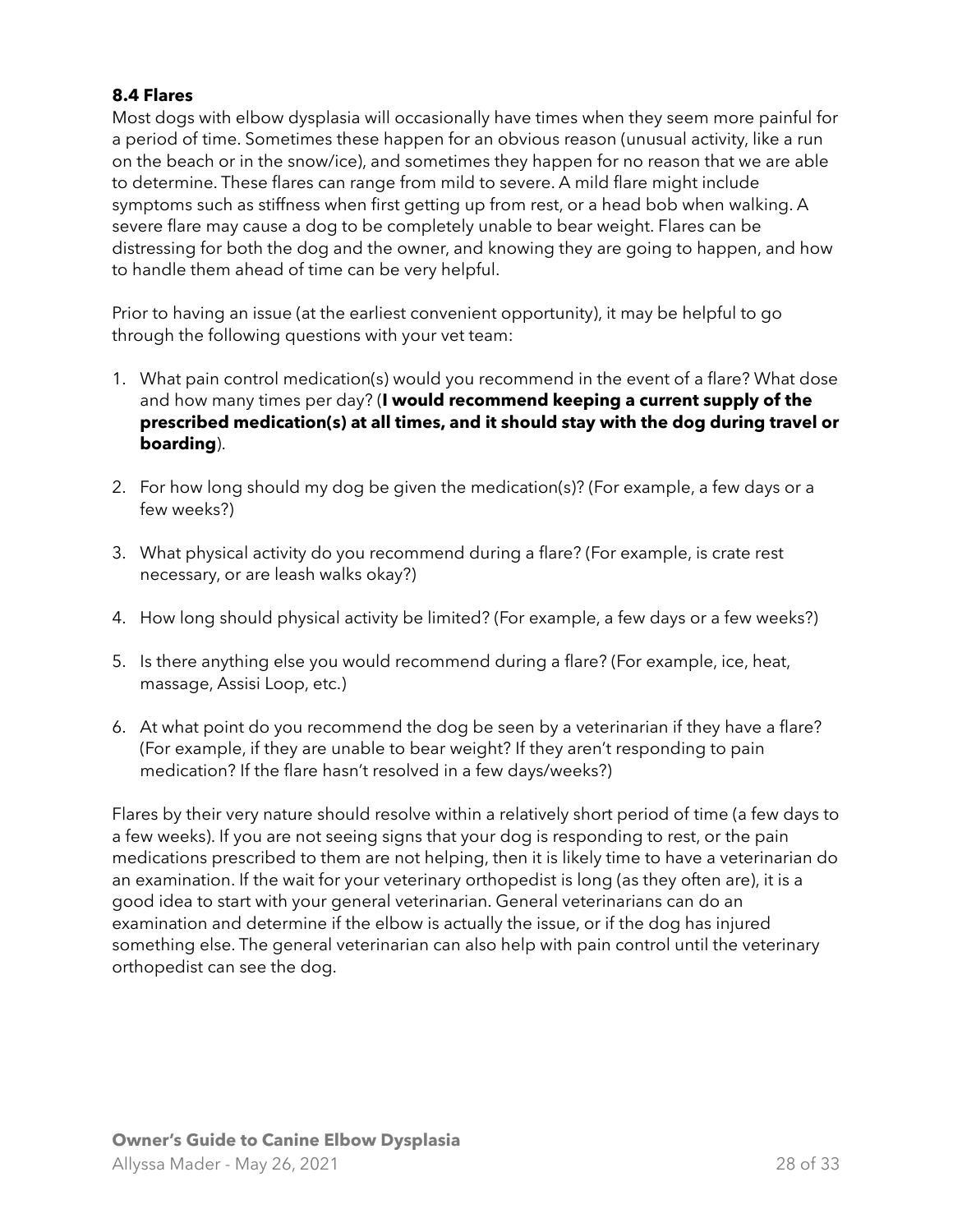### 8.4 Flares

Most dogs with elbow dysplasia will occasionally have times when they seem more painful for a period of time. Sometimes these happen for an obvious reason (unusual activity, like a run on the beach or in the snow/ice), and sometimes they happen for no reason that we are able to determine. These flares can range from mild to severe. A mild flare might include symptoms such as stiffness when first getting up from rest, or a head bob when walking. A severe flare may cause a dog to be completely unable to bear weight. Flares can be distressing for both the dog and the owner, and knowing they are going to happen, and how to handle them ahead of time can be very helpful.

Prior to having an issue (at the earliest convenient opportunity), it may be helpful to go through the following questions with your vet team:

1. What pain control medication(s) would you recommend in the event of a flare? What dose and how many times per day? (**I would recommend keeping a current supply of the prescribed medication(s) at all times, and it should stay with the dog during travel or boarding**).
2. For how long should my dog be given the medication(s)? (For example, a few days or a few weeks?)
3. What physical activity do you recommend during a flare? (For example, is crate rest necessary, or are leash walks okay?)
4. How long should physical activity be limited? (For example, a few days or a few weeks?)
5. Is there anything else you would recommend during a flare? (For example, ice, heat, massage, Assisi Loop, etc.)
6. At what point do you recommend the dog be seen by a veterinarian if they have a flare? (For example, if they are unable to bear weight? If they aren't responding to pain medication? If the flare hasn't resolved in a few days/weeks?)

Flares by their very nature should resolve within a relatively short period of time (a few days to a few weeks). If you are not seeing signs that your dog is responding to rest, or the pain medications prescribed to them are not helping, then it is likely time to have a veterinarian do an examination. If the wait for your veterinary orthopedist is long (as they often are), it is a good idea to start with your general veterinarian. General veterinarians can do an examination and determine if the elbow is actually the issue, or if the dog has injured something else. The general veterinarian can also help with pain control until the veterinary orthopedist can see the dog.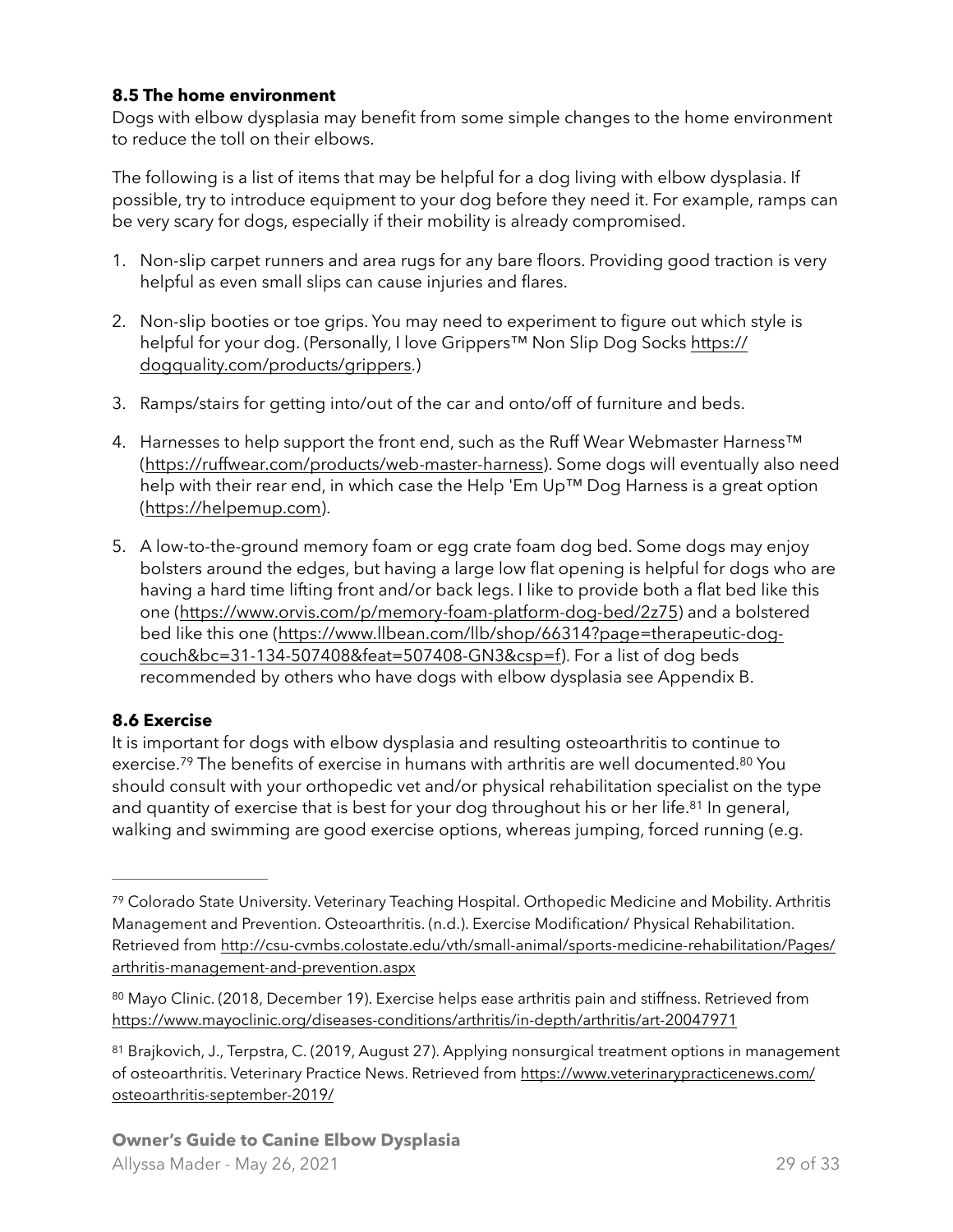### 8.5 The home environment

Dogs with elbow dysplasia may benefit from some simple changes to the home environment to reduce the toll on their elbows.

The following is a list of items that may be helpful for a dog living with elbow dysplasia. If possible, try to introduce equipment to your dog before they need it. For example, ramps can be very scary for dogs, especially if their mobility is already compromised.

1. Non-slip carpet runners and area rugs for any bare floors. Providing good traction is very helpful as even small slips can cause injuries and flares.

2. Non-slip booties or toe grips. You may need to experiment to figure out which style is helpful for your dog. (Personally, I love Grippers™ Non Slip Dog Socks https://dogquality.com/products/grippers.)

3. Ramps/stairs for getting into/out of the car and onto/off of furniture and beds.

4. Harnesses to help support the front end, such as the Ruff Wear Webmaster Harness™ (https://ruffwear.com/products/web-master-harness). Some dogs will eventually also need help with their rear end, in which case the Help 'Em Up™ Dog Harness is a great option (https://helpemup.com).

5. A low-to-the-ground memory foam or egg crate foam dog bed. Some dogs may enjoy bolsters around the edges, but having a large low flat opening is helpful for dogs who are having a hard time lifting front and/or back legs. I like to provide both a flat bed like this one (https://www.orvis.com/p/memory-foam-platform-dog-bed/2z75) and a bolstered bed like this one (https://www.llbean.com/llb/shop/66314?page=therapeutic-dog-couch&bc=31-134-507408&feat=507408-GN3&csp=f). For a list of dog beds recommended by others who have dogs with elbow dysplasia see Appendix B.

### 8.6 Exercise

It is important for dogs with elbow dysplasia and resulting osteoarthritis to continue to exercise.[79] The benefits of exercise in humans with arthritis are well documented.[80] You should consult with your orthopedic vet and/or physical rehabilitation specialist on the type and quantity of exercise that is best for your dog throughout his or her life.[81] In general, walking and swimming are good exercise options, whereas jumping, forced running (e.g.

---

[79] Colorado State University. Veterinary Teaching Hospital. Orthopedic Medicine and Mobility. Arthritis Management and Prevention. Osteoarthritis. (n.d.). Exercise Modification/ Physical Rehabilitation. Retrieved from http://csu-cvmbs.colostate.edu/vth/small-animal/sports-medicine-rehabilitation/Pages/arthritis-management-and-prevention.aspx

[80] Mayo Clinic. (2018, December 19). Exercise helps ease arthritis pain and stiffness. Retrieved from https://www.mayoclinic.org/diseases-conditions/arthritis/in-depth/arthritis/art-20047971

[81] Brajkovich, J., Terpstra, C. (2019, August 27). Applying nonsurgical treatment options in management of osteoarthritis. Veterinary Practice News. Retrieved from https://www.veterinarypracticenews.com/osteoarthritis-september-2019/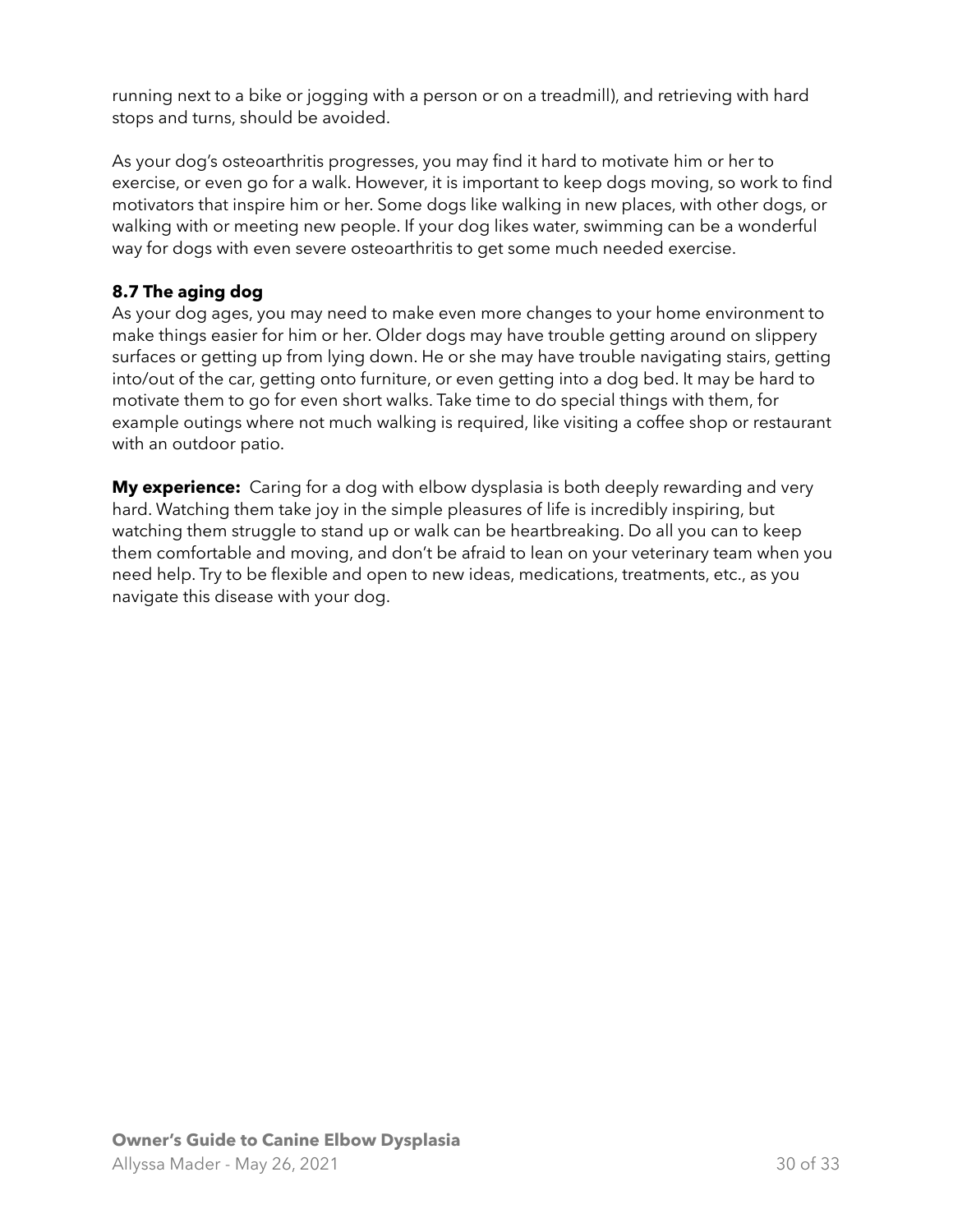running next to a bike or jogging with a person or on a treadmill), and retrieving with hard stops and turns, should be avoided.

As your dog's osteoarthritis progresses, you may find it hard to motivate him or her to exercise, or even go for a walk. However, it is important to keep dogs moving, so work to find motivators that inspire him or her. Some dogs like walking in new places, with other dogs, or walking with or meeting new people. If your dog likes water, swimming can be a wonderful way for dogs with even severe osteoarthritis to get some much needed exercise.

### 8.7 The aging dog

As your dog ages, you may need to make even more changes to your home environment to make things easier for him or her. Older dogs may have trouble getting around on slippery surfaces or getting up from lying down. He or she may have trouble navigating stairs, getting into/out of the car, getting onto furniture, or even getting into a dog bed. It may be hard to motivate them to go for even short walks. Take time to do special things with them, for example outings where not much walking is required, like visiting a coffee shop or restaurant with an outdoor patio.

**My experience:** Caring for a dog with elbow dysplasia is both deeply rewarding and very hard. Watching them take joy in the simple pleasures of life is incredibly inspiring, but watching them struggle to stand up or walk can be heartbreaking. Do all you can to keep them comfortable and moving, and don't be afraid to lean on your veterinary team when you need help. Try to be flexible and open to new ideas, medications, treatments, etc., as you navigate this disease with your dog.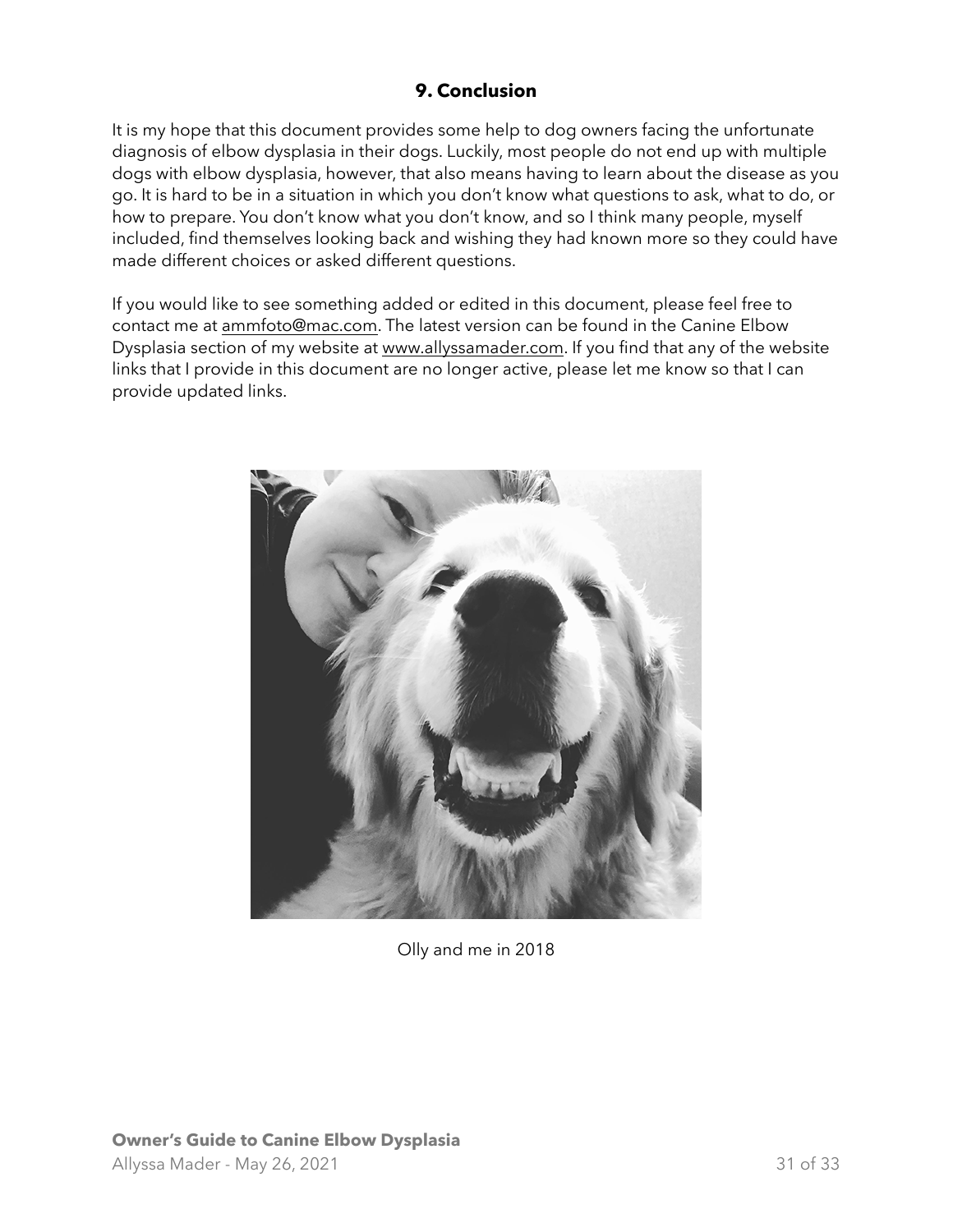## 9. Conclusion

It is my hope that this document provides some help to dog owners facing the unfortunate diagnosis of elbow dysplasia in their dogs. Luckily, most people do not end up with multiple dogs with elbow dysplasia, however, that also means having to learn about the disease as you go. It is hard to be in a situation in which you don't know what questions to ask, what to do, or how to prepare. You don't know what you don't know, and so I think many people, myself included, find themselves looking back and wishing they had known more so they could have made different choices or asked different questions.

If you would like to see something added or edited in this document, please feel free to contact me at ammfoto@mac.com. The latest version can be found in the Canine Elbow Dysplasia section of my website at www.allyssamader.com. If you find that any of the website links that I provide in this document are no longer active, please let me know so that I can provide updated links.

Olly and me in 2018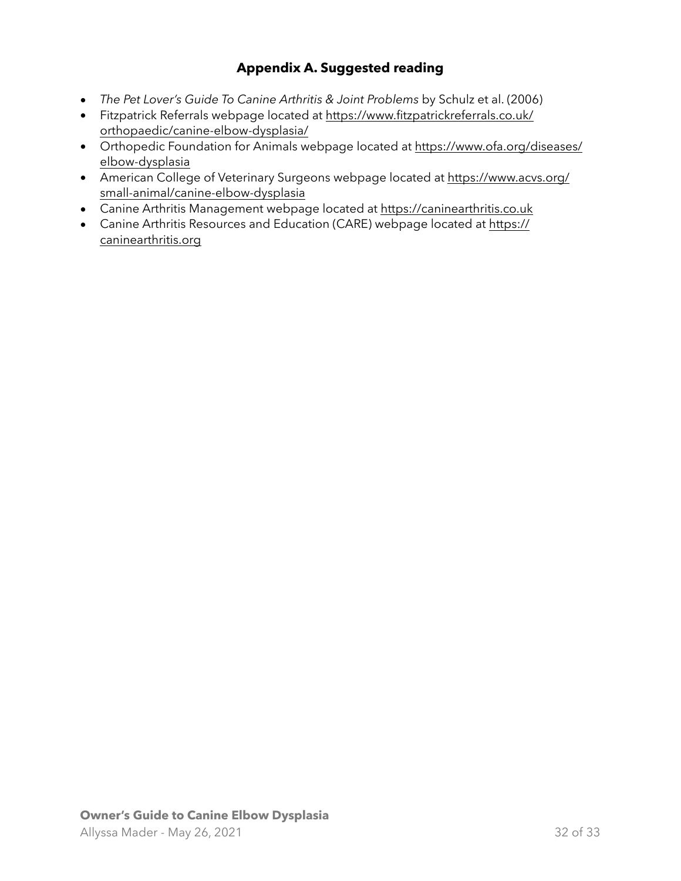## Appendix A. Suggested reading

- *The Pet Lover's Guide To Canine Arthritis & Joint Problems* by Schulz et al. (2006)
- Fitzpatrick Referrals webpage located at https://www.fitzpatrickreferrals.co.uk/orthopaedic/canine-elbow-dysplasia/
- Orthopedic Foundation for Animals webpage located at https://www.ofa.org/diseases/elbow-dysplasia
- American College of Veterinary Surgeons webpage located at https://www.acvs.org/small-animal/canine-elbow-dysplasia
- Canine Arthritis Management webpage located at https://caninearthritis.co.uk
- Canine Arthritis Resources and Education (CARE) webpage located at https://caninearthritis.org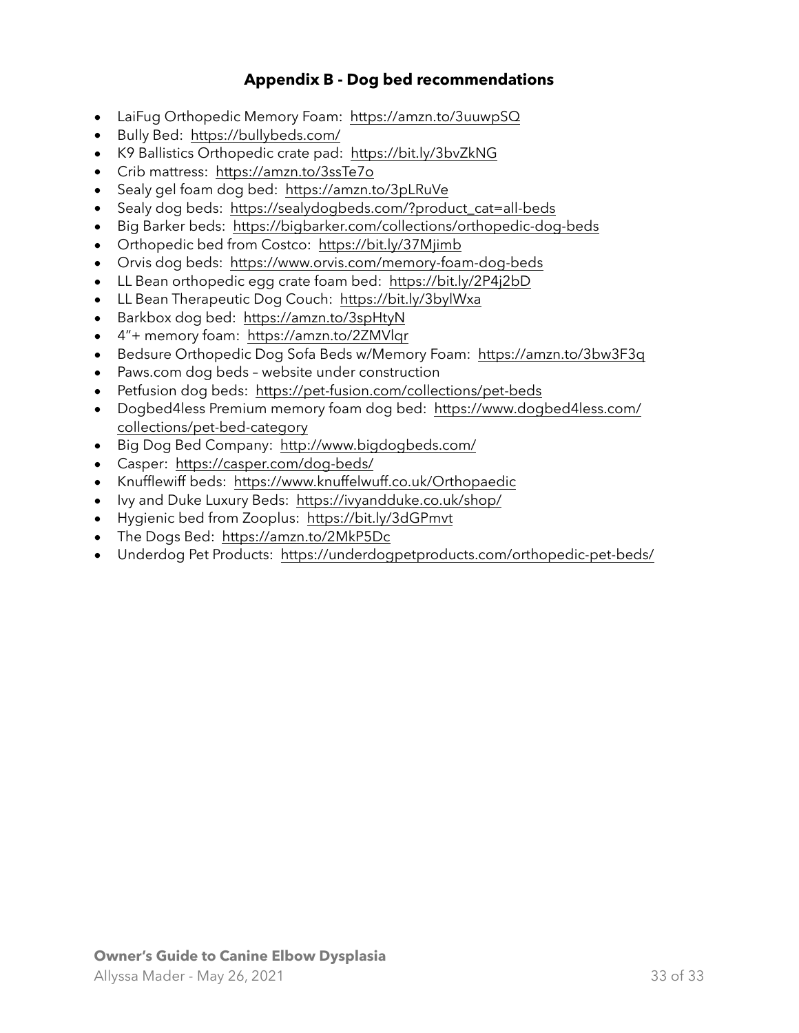## Appendix B - Dog bed recommendations

- LaiFug Orthopedic Memory Foam: https://amzn.to/3uuwpSQ
- Bully Bed: https://bullybeds.com/
- K9 Ballistics Orthopedic crate pad: https://bit.ly/3bvZkNG
- Crib mattress: https://amzn.to/3ssTe7o
- Sealy gel foam dog bed: https://amzn.to/3pLRuVe
- Sealy dog beds: https://sealydogbeds.com/?product_cat=all-beds
- Big Barker beds: https://bigbarker.com/collections/orthopedic-dog-beds
- Orthopedic bed from Costco: https://bit.ly/37Mjimb
- Orvis dog beds: https://www.orvis.com/memory-foam-dog-beds
- LL Bean orthopedic egg crate foam bed: https://bit.ly/2P4j2bD
- LL Bean Therapeutic Dog Couch: https://bit.ly/3bylWxa
- Barkbox dog bed: https://amzn.to/3spHtyN
- 4"+ memory foam: https://amzn.to/2ZMVlqr
- Bedsure Orthopedic Dog Sofa Beds w/Memory Foam: https://amzn.to/3bw3F3q
- Paws.com dog beds – website under construction
- Petfusion dog beds: https://pet-fusion.com/collections/pet-beds
- Dogbed4less Premium memory foam dog bed: https://www.dogbed4less.com/collections/pet-bed-category
- Big Dog Bed Company: http://www.bigdogbeds.com/
- Casper: https://casper.com/dog-beds/
- Knufflewiff beds: https://www.knuffelwuff.co.uk/Orthopaedic
- Ivy and Duke Luxury Beds: https://ivyandduke.co.uk/shop/
- Hygienic bed from Zooplus: https://bit.ly/3dGPmvt
- The Dogs Bed: https://amzn.to/2MkP5Dc
- Underdog Pet Products: https://underdogpetproducts.com/orthopedic-pet-beds/